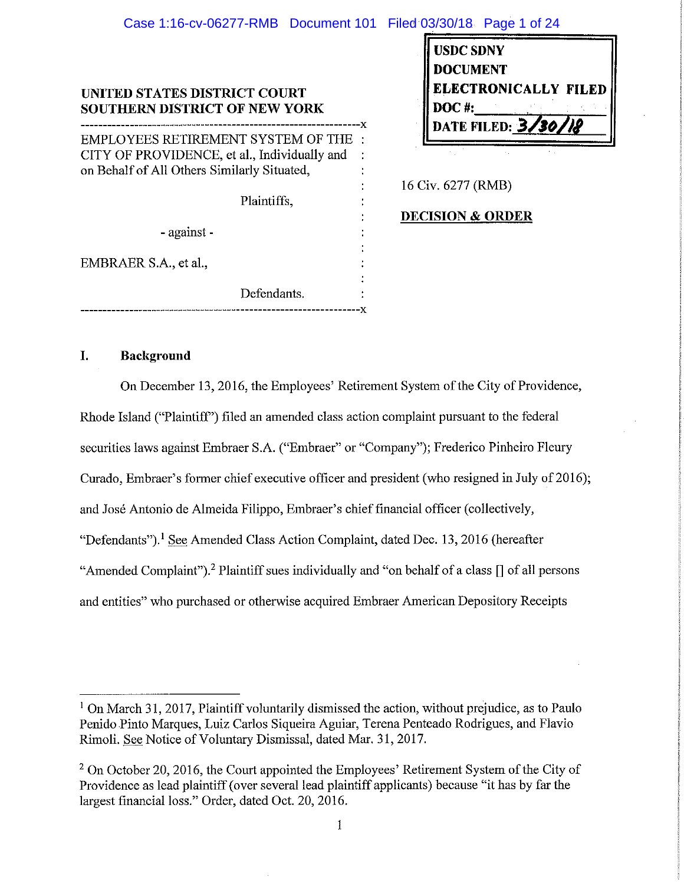UNITED STATES DISTRICT COURT
SOUTHERN DISTRICT OF NEW YORK

USDC SDNY
DOCUMENT
ELECTRONICALLY FILED
DOC #:
DATE FILED: 3/30/18

---

EMPLOYEES RETIREMENT SYSTEM OF THE CITY OF PROVIDENCE, et al., Individually and on Behalf of All Others Similarly Situated,

Plaintiffs,

- against -

EMBRAER S.A., et al.,

Defendants.

---

16 Civ. 6277 (RMB)

**DECISION & ORDER**

## I. Background

On December 13, 2016, the Employees' Retirement System of the City of Providence, Rhode Island ("Plaintiff") filed an amended class action complaint pursuant to the federal securities laws against Embraer S.A. ("Embraer" or "Company"); Frederico Pinheiro Fleury Curado, Embraer's former chief executive officer and president (who resigned in July of 2016); and José Antonio de Almeida Filippo, Embraer's chief financial officer (collectively, "Defendants").[1] See Amended Class Action Complaint, dated Dec. 13, 2016 (hereafter "Amended Complaint").[2] Plaintiff sues individually and "on behalf of a class [] of all persons and entities" who purchased or otherwise acquired Embraer American Depository Receipts

---

[1] On March 31, 2017, Plaintiff voluntarily dismissed the action, without prejudice, as to Paulo Penido Pinto Marques, Luiz Carlos Siqueira Aguiar, Terena Penteado Rodrigues, and Flavio Rimoli. See Notice of Voluntary Dismissal, dated Mar. 31, 2017.

[2] On October 20, 2016, the Court appointed the Employees' Retirement System of the City of Providence as lead plaintiff (over several lead plaintiff applicants) because "it has by far the largest financial loss." Order, dated Oct. 20, 2016.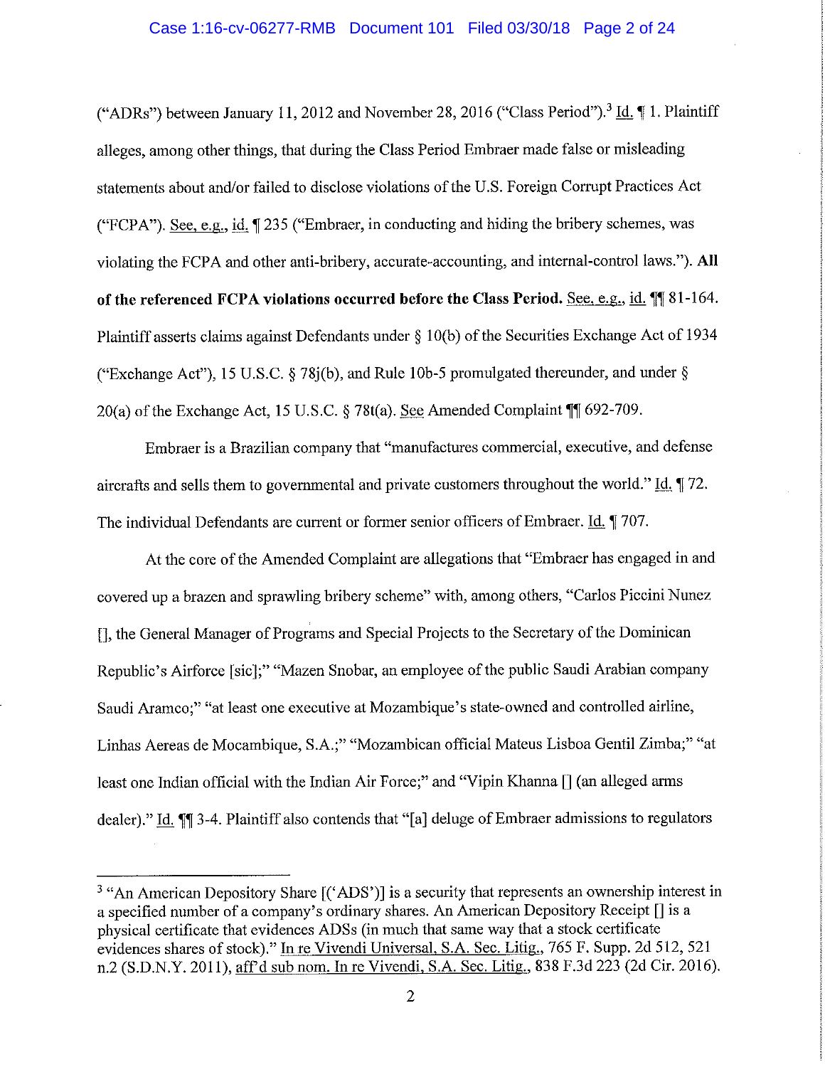("ADRs") between January 11, 2012 and November 28, 2016 ("Class Period").[3] Id. ¶ 1. Plaintiff alleges, among other things, that during the Class Period Embraer made false or misleading statements about and/or failed to disclose violations of the U.S. Foreign Corrupt Practices Act ("FCPA"). See, e.g., id. ¶ 235 ("Embraer, in conducting and hiding the bribery schemes, was violating the FCPA and other anti-bribery, accurate-accounting, and internal-control laws."). **All of the referenced FCPA violations occurred before the Class Period.** See, e.g., id. ¶¶ 81-164. Plaintiff asserts claims against Defendants under § 10(b) of the Securities Exchange Act of 1934 ("Exchange Act"), 15 U.S.C. § 78j(b), and Rule 10b-5 promulgated thereunder, and under § 20(a) of the Exchange Act, 15 U.S.C. § 78t(a). See Amended Complaint ¶¶ 692-709.

Embraer is a Brazilian company that "manufactures commercial, executive, and defense aircrafts and sells them to governmental and private customers throughout the world." Id. ¶ 72. The individual Defendants are current or former senior officers of Embraer. Id. ¶ 707.

At the core of the Amended Complaint are allegations that "Embraer has engaged in and covered up a brazen and sprawling bribery scheme" with, among others, "Carlos Piccini Nunez [], the General Manager of Programs and Special Projects to the Secretary of the Dominican Republic's Airforce [sic];" "Mazen Snobar, an employee of the public Saudi Arabian company Saudi Aramco;" "at least one executive at Mozambique's state-owned and controlled airline, Linhas Aereas de Mocambique, S.A.;" "Mozambican official Mateus Lisboa Gentil Zimba;" "at least one Indian official with the Indian Air Force;" and "Vipin Khanna [] (an alleged arms dealer)." Id. ¶¶ 3-4. Plaintiff also contends that "[a] deluge of Embraer admissions to regulators

---

[3] "An American Depository Share [('ADS')] is a security that represents an ownership interest in a specified number of a company's ordinary shares. An American Depository Receipt [] is a physical certificate that evidences ADSs (in much that same way that a stock certificate evidences shares of stock)." In re Vivendi Universal, S.A. Sec. Litig., 765 F. Supp. 2d 512, 521 n.2 (S.D.N.Y. 2011), aff'd sub nom. In re Vivendi, S.A. Sec. Litig., 838 F.3d 223 (2d Cir. 2016).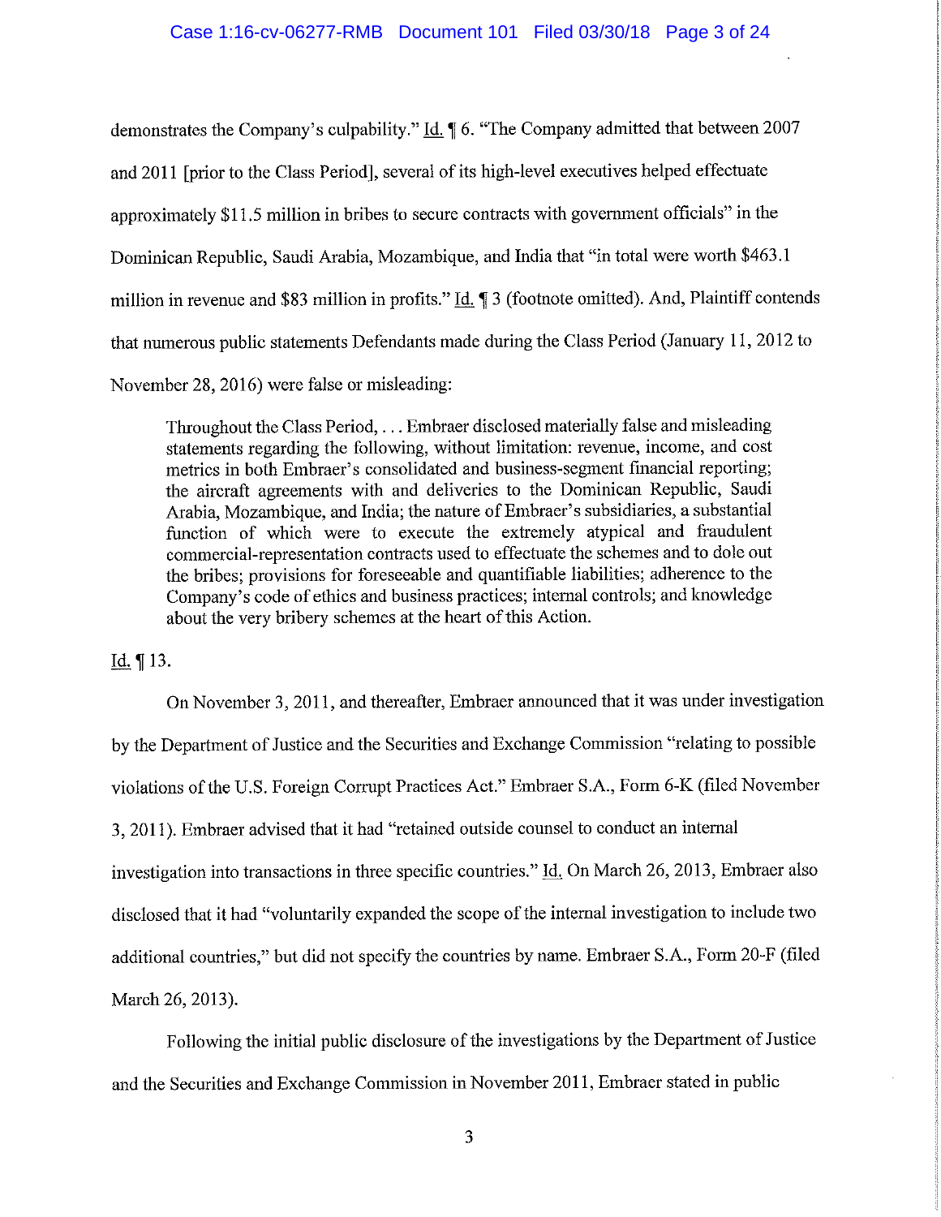demonstrates the Company's culpability." Id. ¶ 6. "The Company admitted that between 2007 and 2011 [prior to the Class Period], several of its high-level executives helped effectuate approximately $11.5 million in bribes to secure contracts with government officials" in the Dominican Republic, Saudi Arabia, Mozambique, and India that "in total were worth $463.1 million in revenue and $83 million in profits." Id. ¶ 3 (footnote omitted). And, Plaintiff contends that numerous public statements Defendants made during the Class Period (January 11, 2012 to November 28, 2016) were false or misleading:

> Throughout the Class Period, . . . Embraer disclosed materially false and misleading statements regarding the following, without limitation: revenue, income, and cost metrics in both Embraer's consolidated and business-segment financial reporting; the aircraft agreements with and deliveries to the Dominican Republic, Saudi Arabia, Mozambique, and India; the nature of Embraer's subsidiaries, a substantial function of which were to execute the extremely atypical and fraudulent commercial-representation contracts used to effectuate the schemes and to dole out the bribes; provisions for foreseeable and quantifiable liabilities; adherence to the Company's code of ethics and business practices; internal controls; and knowledge about the very bribery schemes at the heart of this Action.

Id. ¶ 13.

On November 3, 2011, and thereafter, Embraer announced that it was under investigation by the Department of Justice and the Securities and Exchange Commission "relating to possible violations of the U.S. Foreign Corrupt Practices Act." Embraer S.A., Form 6-K (filed November 3, 2011). Embraer advised that it had "retained outside counsel to conduct an internal investigation into transactions in three specific countries." Id. On March 26, 2013, Embraer also disclosed that it had "voluntarily expanded the scope of the internal investigation to include two additional countries," but did not specify the countries by name. Embraer S.A., Form 20-F (filed March 26, 2013).

Following the initial public disclosure of the investigations by the Department of Justice and the Securities and Exchange Commission in November 2011, Embraer stated in public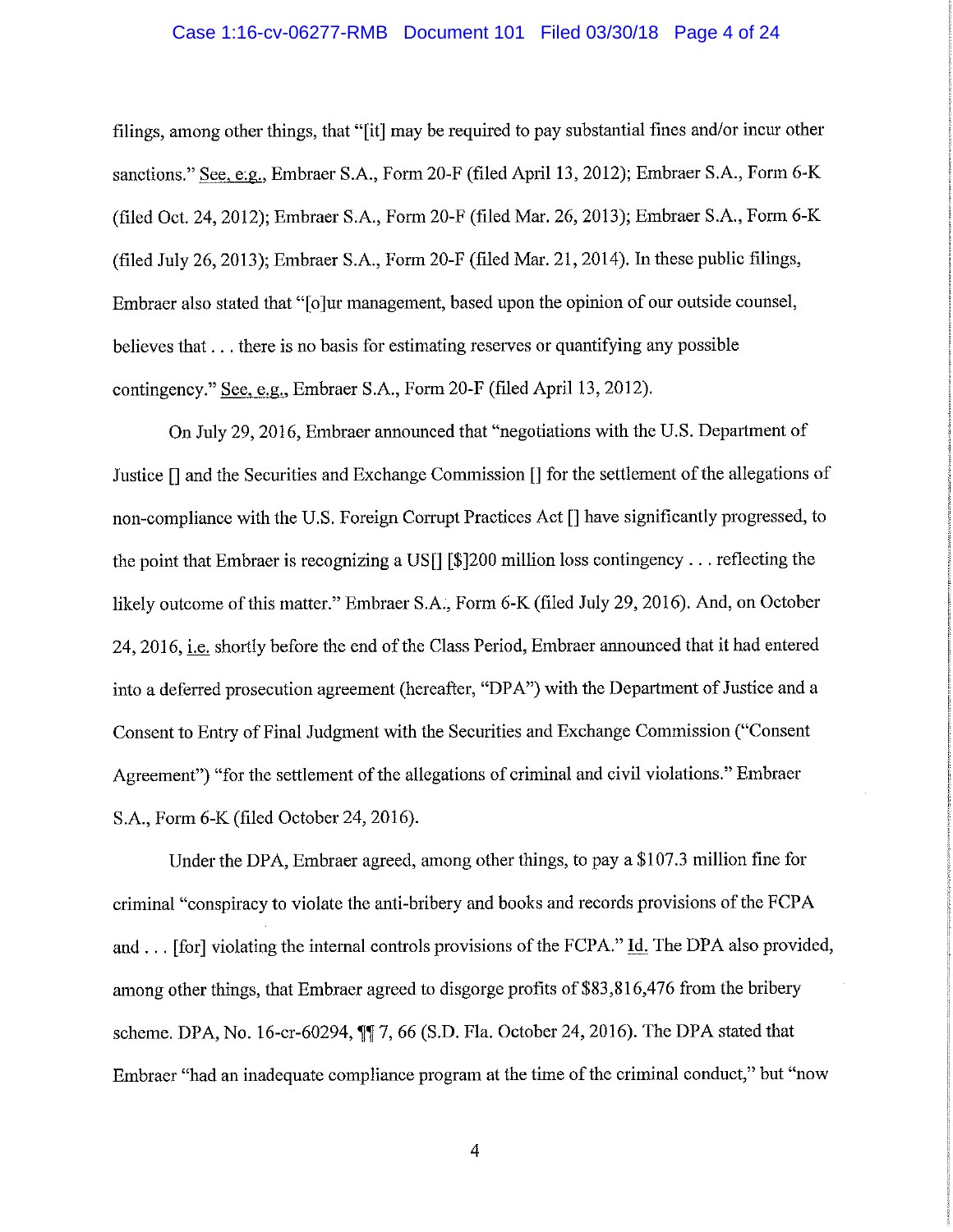filings, among other things, that "[it] may be required to pay substantial fines and/or incur other sanctions." See, e.g., Embraer S.A., Form 20-F (filed April 13, 2012); Embraer S.A., Form 6-K (filed Oct. 24, 2012); Embraer S.A., Form 20-F (filed Mar. 26, 2013); Embraer S.A., Form 6-K (filed July 26, 2013); Embraer S.A., Form 20-F (filed Mar. 21, 2014). In these public filings, Embraer also stated that "[o]ur management, based upon the opinion of our outside counsel, believes that . . . there is no basis for estimating reserves or quantifying any possible contingency." See, e.g., Embraer S.A., Form 20-F (filed April 13, 2012).

On July 29, 2016, Embraer announced that "negotiations with the U.S. Department of Justice [] and the Securities and Exchange Commission [] for the settlement of the allegations of non-compliance with the U.S. Foreign Corrupt Practices Act [] have significantly progressed, to the point that Embraer is recognizing a US[] [$]200 million loss contingency . . . reflecting the likely outcome of this matter." Embraer S.A., Form 6-K (filed July 29, 2016). And, on October 24, 2016, i.e. shortly before the end of the Class Period, Embraer announced that it had entered into a deferred prosecution agreement (hereafter, "DPA") with the Department of Justice and a Consent to Entry of Final Judgment with the Securities and Exchange Commission ("Consent Agreement") "for the settlement of the allegations of criminal and civil violations." Embraer S.A., Form 6-K (filed October 24, 2016).

Under the DPA, Embraer agreed, among other things, to pay a $107.3 million fine for criminal "conspiracy to violate the anti-bribery and books and records provisions of the FCPA and . . . [for] violating the internal controls provisions of the FCPA." Id. The DPA also provided, among other things, that Embraer agreed to disgorge profits of $83,816,476 from the bribery scheme. DPA, No. 16-cr-60294, ¶¶ 7, 66 (S.D. Fla. October 24, 2016). The DPA stated that Embraer "had an inadequate compliance program at the time of the criminal conduct," but "now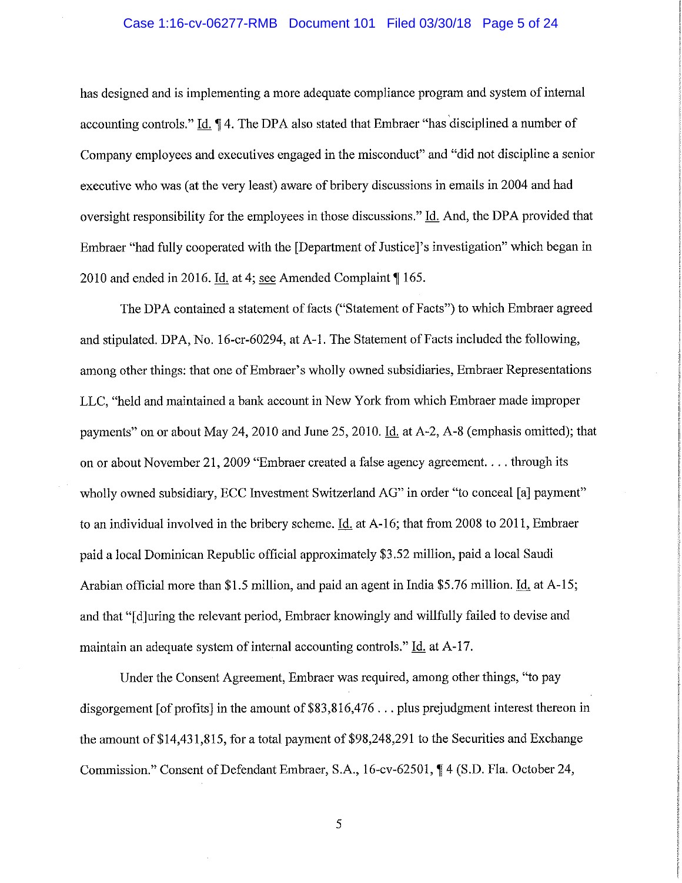has designed and is implementing a more adequate compliance program and system of internal accounting controls." Id. ¶ 4. The DPA also stated that Embraer "has disciplined a number of Company employees and executives engaged in the misconduct" and "did not discipline a senior executive who was (at the very least) aware of bribery discussions in emails in 2004 and had oversight responsibility for the employees in those discussions." Id. And, the DPA provided that Embraer "had fully cooperated with the [Department of Justice]'s investigation" which began in 2010 and ended in 2016. Id. at 4; see Amended Complaint ¶ 165.

The DPA contained a statement of facts ("Statement of Facts") to which Embraer agreed and stipulated. DPA, No. 16-cr-60294, at A-1. The Statement of Facts included the following, among other things: that one of Embraer's wholly owned subsidiaries, Embraer Representations LLC, "held and maintained a bank account in New York from which Embraer made improper payments" on or about May 24, 2010 and June 25, 2010. Id. at A-2, A-8 (emphasis omitted); that on or about November 21, 2009 "Embraer created a false agency agreement. . . . through its wholly owned subsidiary, ECC Investment Switzerland AG" in order "to conceal [a] payment" to an individual involved in the bribery scheme. Id. at A-16; that from 2008 to 2011, Embraer paid a local Dominican Republic official approximately $3.52 million, paid a local Saudi Arabian official more than $1.5 million, and paid an agent in India $5.76 million. Id. at A-15; and that "[d]uring the relevant period, Embraer knowingly and willfully failed to devise and maintain an adequate system of internal accounting controls." Id. at A-17.

Under the Consent Agreement, Embraer was required, among other things, "to pay disgorgement [of profits] in the amount of $83,816,476 . . . plus prejudgment interest thereon in the amount of $14,431,815, for a total payment of $98,248,291 to the Securities and Exchange Commission." Consent of Defendant Embraer, S.A., 16-cv-62501, ¶ 4 (S.D. Fla. October 24,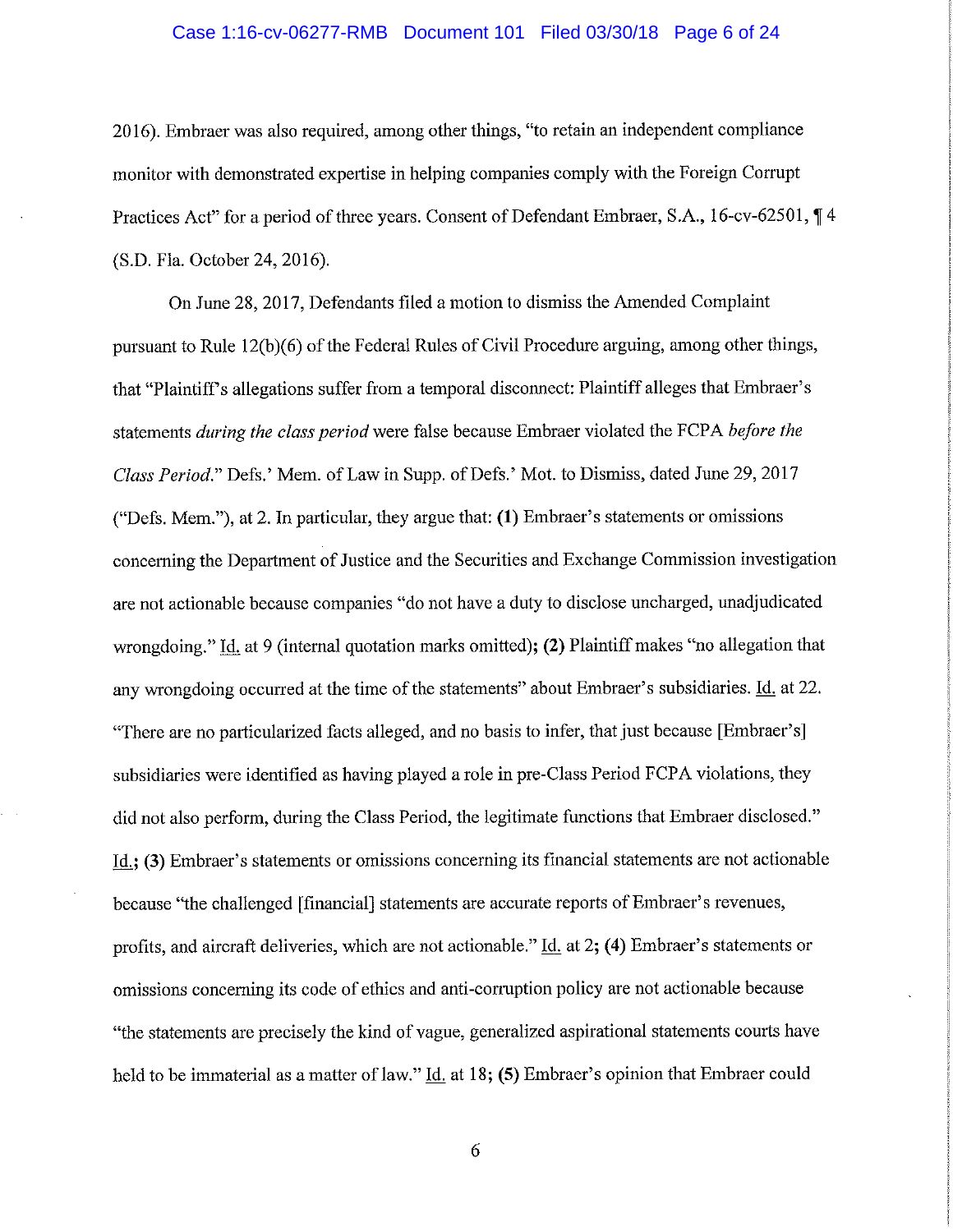2016). Embraer was also required, among other things, "to retain an independent compliance monitor with demonstrated expertise in helping companies comply with the Foreign Corrupt Practices Act" for a period of three years. Consent of Defendant Embraer, S.A., 16-cv-62501, ¶ 4 (S.D. Fla. October 24, 2016).

On June 28, 2017, Defendants filed a motion to dismiss the Amended Complaint pursuant to Rule 12(b)(6) of the Federal Rules of Civil Procedure arguing, among other things, that "Plaintiff's allegations suffer from a temporal disconnect: Plaintiff alleges that Embraer's statements *during the class period* were false because Embraer violated the FCPA *before the Class Period*." Defs.' Mem. of Law in Supp. of Defs.' Mot. to Dismiss, dated June 29, 2017 ("Defs. Mem."), at 2. In particular, they argue that: **(1)** Embraer's statements or omissions concerning the Department of Justice and the Securities and Exchange Commission investigation are not actionable because companies "do not have a duty to disclose uncharged, unadjudicated wrongdoing." Id. at 9 (internal quotation marks omitted)**;** **(2)** Plaintiff makes "no allegation that any wrongdoing occurred at the time of the statements" about Embraer's subsidiaries. Id. at 22. "There are no particularized facts alleged, and no basis to infer, that just because [Embraer's] subsidiaries were identified as having played a role in pre-Class Period FCPA violations, they did not also perform, during the Class Period, the legitimate functions that Embraer disclosed." Id.**;** **(3)** Embraer's statements or omissions concerning its financial statements are not actionable because "the challenged [financial] statements are accurate reports of Embraer's revenues, profits, and aircraft deliveries, which are not actionable." Id. at 2**;** **(4)** Embraer's statements or omissions concerning its code of ethics and anti-corruption policy are not actionable because "the statements are precisely the kind of vague, generalized aspirational statements courts have held to be immaterial as a matter of law." Id. at 18**;** **(5)** Embraer's opinion that Embraer could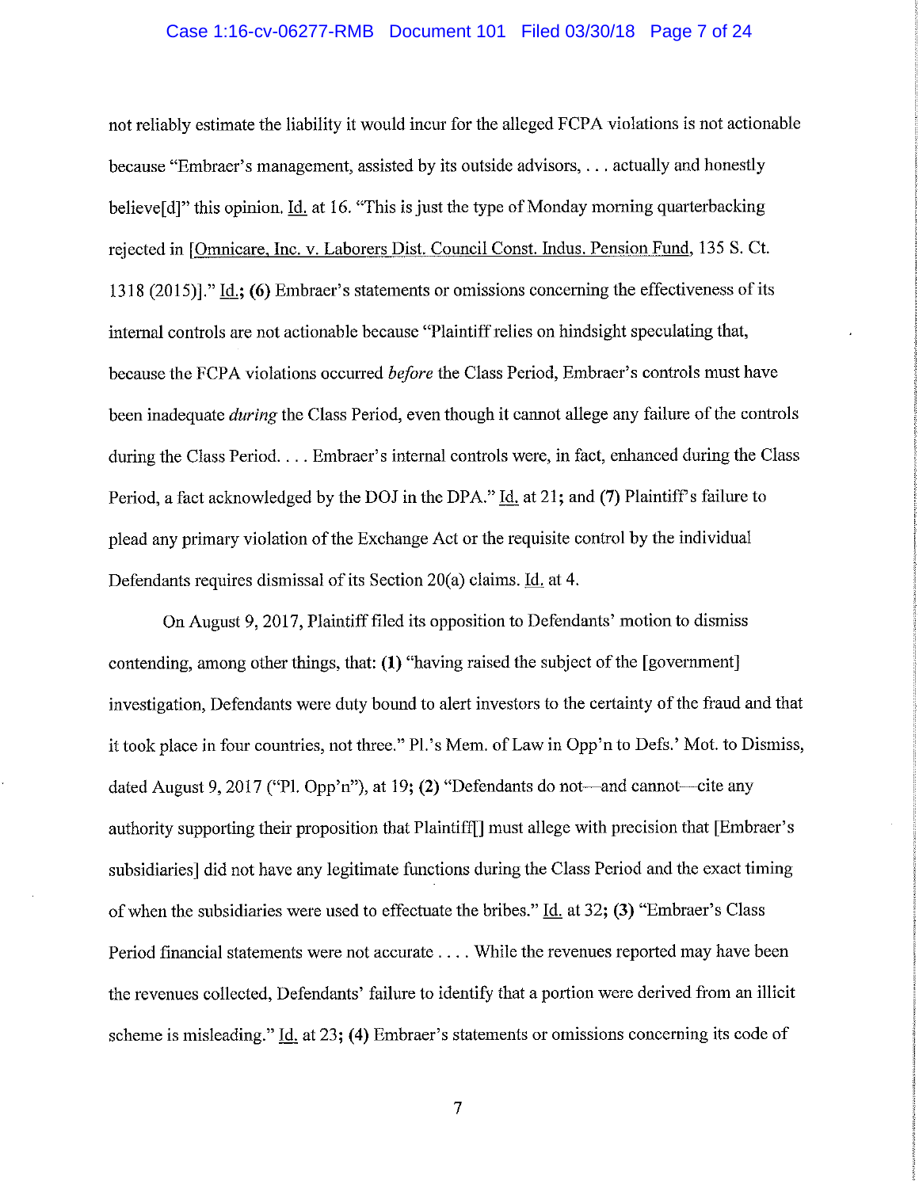not reliably estimate the liability it would incur for the alleged FCPA violations is not actionable because "Embraer's management, assisted by its outside advisors, . . . actually and honestly believe[d]" this opinion. Id. at 16. "This is just the type of Monday morning quarterbacking rejected in [Omnicare, Inc. v. Laborers Dist. Council Const. Indus. Pension Fund, 135 S. Ct. 1318 (2015)]." Id.; **(6)** Embraer's statements or omissions concerning the effectiveness of its internal controls are not actionable because "Plaintiff relies on hindsight speculating that, because the FCPA violations occurred *before* the Class Period, Embraer's controls must have been inadequate *during* the Class Period, even though it cannot allege any failure of the controls during the Class Period. . . . Embraer's internal controls were, in fact, enhanced during the Class Period, a fact acknowledged by the DOJ in the DPA." Id. at 21; and **(7)** Plaintiff's failure to plead any primary violation of the Exchange Act or the requisite control by the individual Defendants requires dismissal of its Section 20(a) claims. Id. at 4.

On August 9, 2017, Plaintiff filed its opposition to Defendants' motion to dismiss contending, among other things, that: **(1)** "having raised the subject of the [government] investigation, Defendants were duty bound to alert investors to the certainty of the fraud and that it took place in four countries, not three." Pl.'s Mem. of Law in Opp'n to Defs.' Mot. to Dismiss, dated August 9, 2017 ("Pl. Opp'n"), at 19; **(2)** "Defendants do not—and cannot—cite any authority supporting their proposition that Plaintiff[] must allege with precision that [Embraer's subsidiaries] did not have any legitimate functions during the Class Period and the exact timing of when the subsidiaries were used to effectuate the bribes." Id. at 32; **(3)** "Embraer's Class Period financial statements were not accurate . . . . While the revenues reported may have been the revenues collected, Defendants' failure to identify that a portion were derived from an illicit scheme is misleading." Id. at 23; **(4)** Embraer's statements or omissions concerning its code of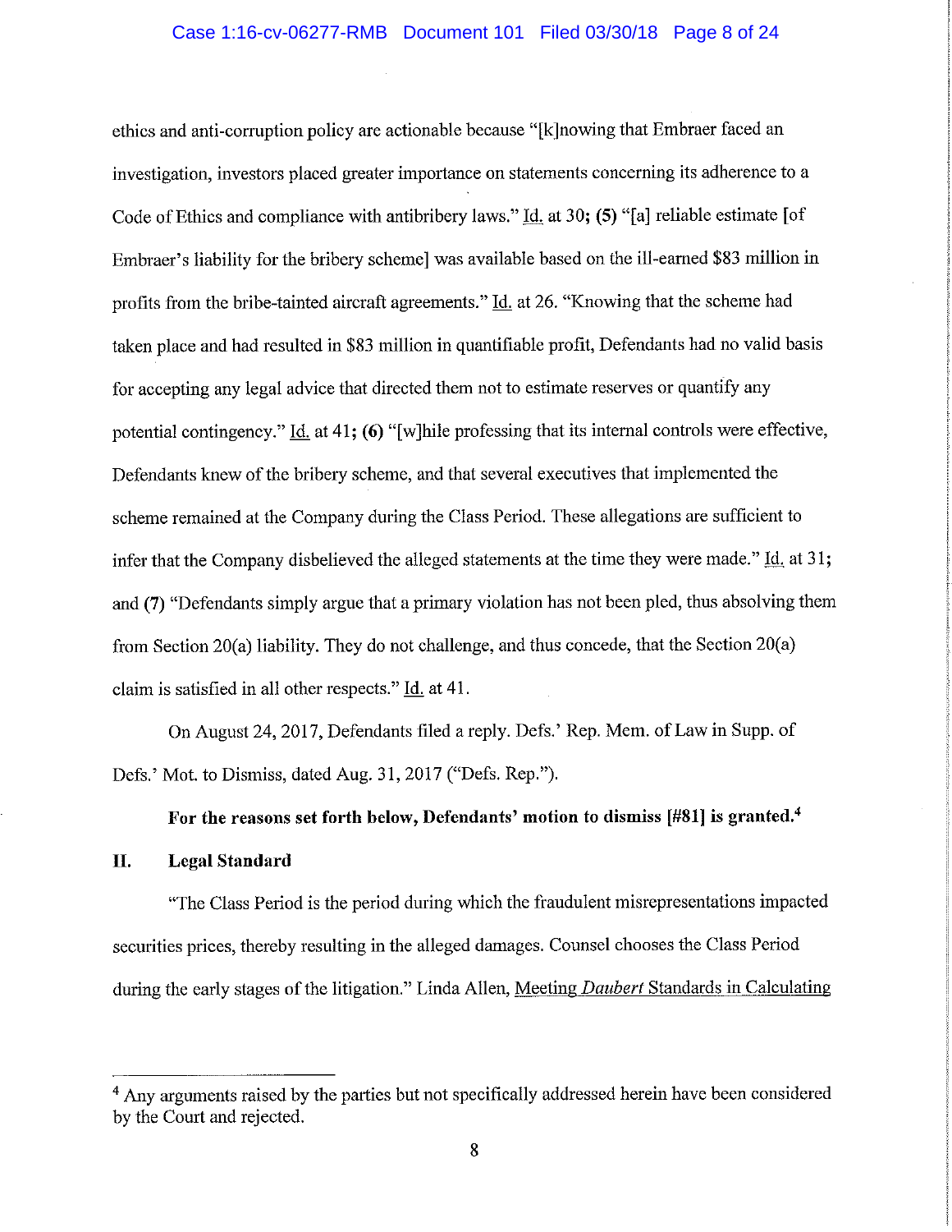ethics and anti-corruption policy are actionable because "[k]nowing that Embraer faced an investigation, investors placed greater importance on statements concerning its adherence to a Code of Ethics and compliance with antibribery laws." Id. at 30; **(5)** "[a] reliable estimate [of Embraer's liability for the bribery scheme] was available based on the ill-earned $83 million in profits from the bribe-tainted aircraft agreements." Id. at 26. "Knowing that the scheme had taken place and had resulted in $83 million in quantifiable profit, Defendants had no valid basis for accepting any legal advice that directed them not to estimate reserves or quantify any potential contingency." Id. at 41; **(6)** "[w]hile professing that its internal controls were effective, Defendants knew of the bribery scheme, and that several executives that implemented the scheme remained at the Company during the Class Period. These allegations are sufficient to infer that the Company disbelieved the alleged statements at the time they were made." Id. at 31; and **(7)** "Defendants simply argue that a primary violation has not been pled, thus absolving them from Section 20(a) liability. They do not challenge, and thus concede, that the Section 20(a) claim is satisfied in all other respects." Id. at 41.

On August 24, 2017, Defendants filed a reply. Defs.' Rep. Mem. of Law in Supp. of Defs.' Mot. to Dismiss, dated Aug. 31, 2017 ("Defs. Rep.").

**For the reasons set forth below, Defendants' motion to dismiss [#81] is granted.**[4]

## II. Legal Standard

"The Class Period is the period during which the fraudulent misrepresentations impacted securities prices, thereby resulting in the alleged damages. Counsel chooses the Class Period during the early stages of the litigation." Linda Allen, Meeting *Daubert* Standards in Calculating

---

[4] Any arguments raised by the parties but not specifically addressed herein have been considered by the Court and rejected.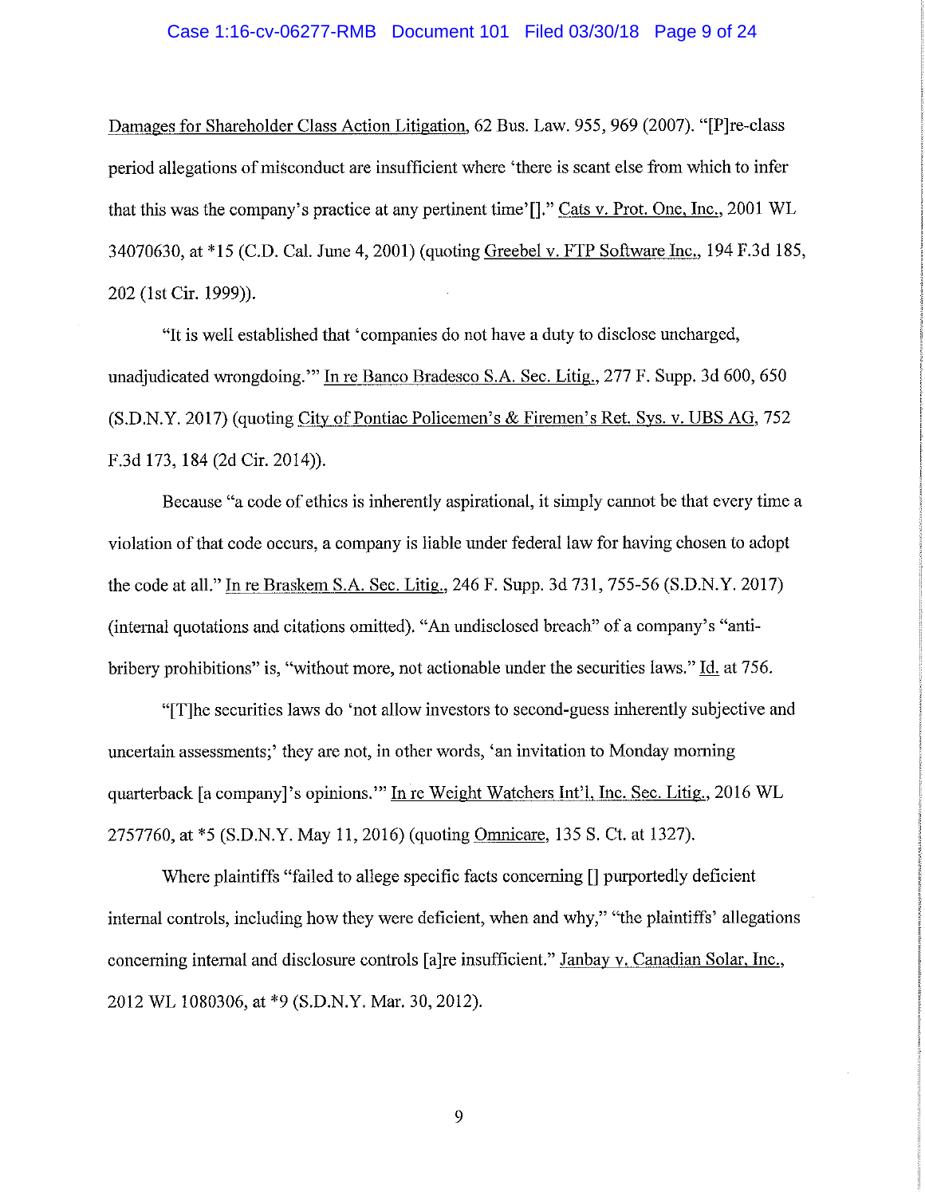Damages for Shareholder Class Action Litigation, 62 Bus. Law. 955, 969 (2007). "[P]re-class period allegations of misconduct are insufficient where 'there is scant else from which to infer that this was the company's practice at any pertinent time'[]." Cats v. Prot. One, Inc., 2001 WL 34070630, at *15 (C.D. Cal. June 4, 2001) (quoting Greebel v. FTP Software Inc., 194 F.3d 185, 202 (1st Cir. 1999)).

"It is well established that 'companies do not have a duty to disclose uncharged, unadjudicated wrongdoing.'" In re Banco Bradesco S.A. Sec. Litig., 277 F. Supp. 3d 600, 650 (S.D.N.Y. 2017) (quoting City of Pontiac Policemen's & Firemen's Ret. Sys. v. UBS AG, 752 F.3d 173, 184 (2d Cir. 2014)).

Because "a code of ethics is inherently aspirational, it simply cannot be that every time a violation of that code occurs, a company is liable under federal law for having chosen to adopt the code at all." In re Braskem S.A. Sec. Litig., 246 F. Supp. 3d 731, 755-56 (S.D.N.Y. 2017) (internal quotations and citations omitted). "An undisclosed breach" of a company's "anti-bribery prohibitions" is, "without more, not actionable under the securities laws." Id. at 756.

"[T]he securities laws do 'not allow investors to second-guess inherently subjective and uncertain assessments;' they are not, in other words, 'an invitation to Monday morning quarterback [a company]'s opinions.'" In re Weight Watchers Int'l, Inc. Sec. Litig., 2016 WL 2757760, at *5 (S.D.N.Y. May 11, 2016) (quoting Omnicare, 135 S. Ct. at 1327).

Where plaintiffs "failed to allege specific facts concerning [] purportedly deficient internal controls, including how they were deficient, when and why," "the plaintiffs' allegations concerning internal and disclosure controls [a]re insufficient." Janbay v. Canadian Solar, Inc., 2012 WL 1080306, at *9 (S.D.N.Y. Mar. 30, 2012).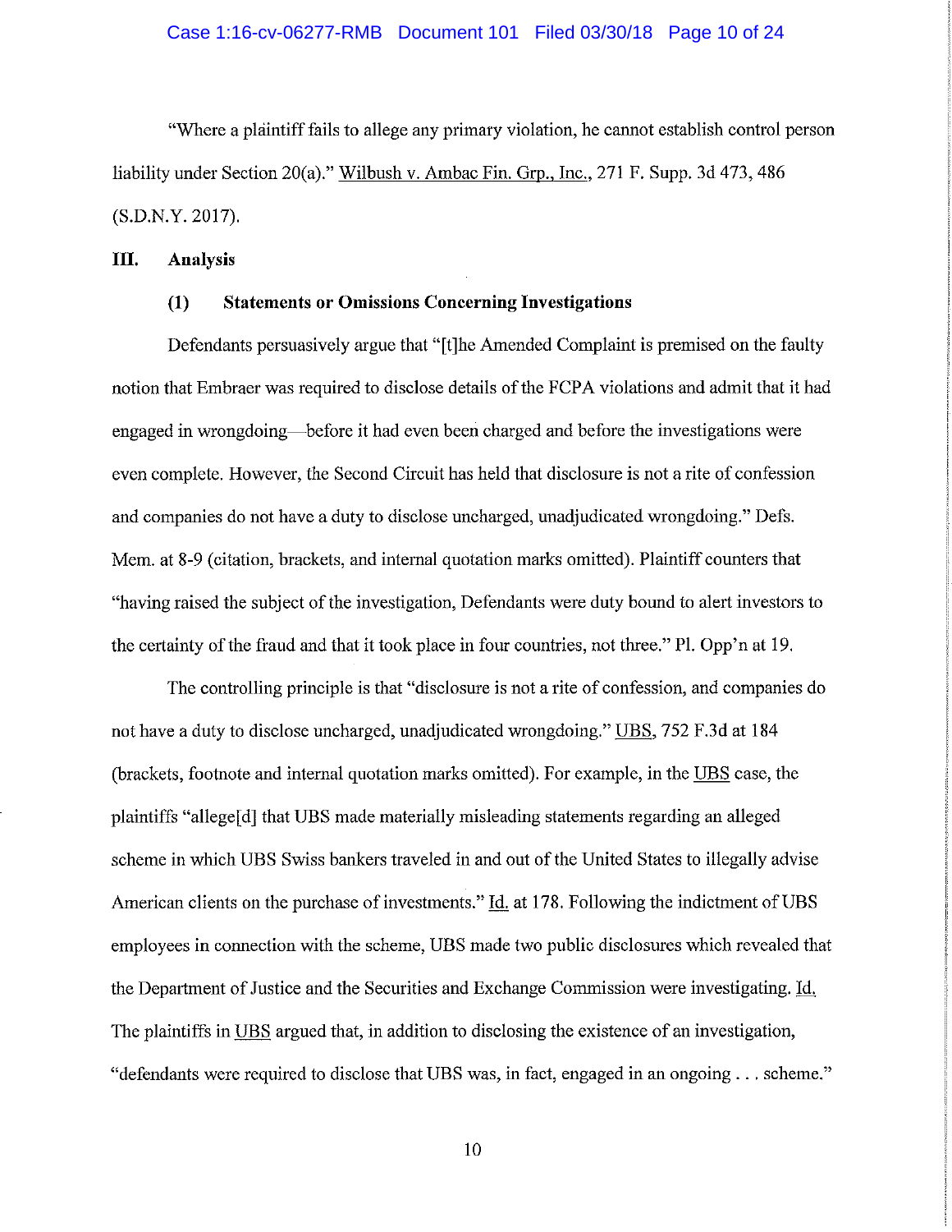"Where a plaintiff fails to allege any primary violation, he cannot establish control person liability under Section 20(a)." Wilbush v. Ambac Fin. Grp., Inc., 271 F. Supp. 3d 473, 486 (S.D.N.Y. 2017).

## III. Analysis

### (1) Statements or Omissions Concerning Investigations

Defendants persuasively argue that "[t]he Amended Complaint is premised on the faulty notion that Embraer was required to disclose details of the FCPA violations and admit that it had engaged in wrongdoing—before it had even been charged and before the investigations were even complete. However, the Second Circuit has held that disclosure is not a rite of confession and companies do not have a duty to disclose uncharged, unadjudicated wrongdoing." Defs. Mem. at 8-9 (citation, brackets, and internal quotation marks omitted). Plaintiff counters that "having raised the subject of the investigation, Defendants were duty bound to alert investors to the certainty of the fraud and that it took place in four countries, not three." Pl. Opp'n at 19.

The controlling principle is that "disclosure is not a rite of confession, and companies do not have a duty to disclose uncharged, unadjudicated wrongdoing." UBS, 752 F.3d at 184 (brackets, footnote and internal quotation marks omitted). For example, in the UBS case, the plaintiffs "allege[d] that UBS made materially misleading statements regarding an alleged scheme in which UBS Swiss bankers traveled in and out of the United States to illegally advise American clients on the purchase of investments." Id. at 178. Following the indictment of UBS employees in connection with the scheme, UBS made two public disclosures which revealed that the Department of Justice and the Securities and Exchange Commission were investigating. Id. The plaintiffs in UBS argued that, in addition to disclosing the existence of an investigation, "defendants were required to disclose that UBS was, in fact, engaged in an ongoing . . . scheme."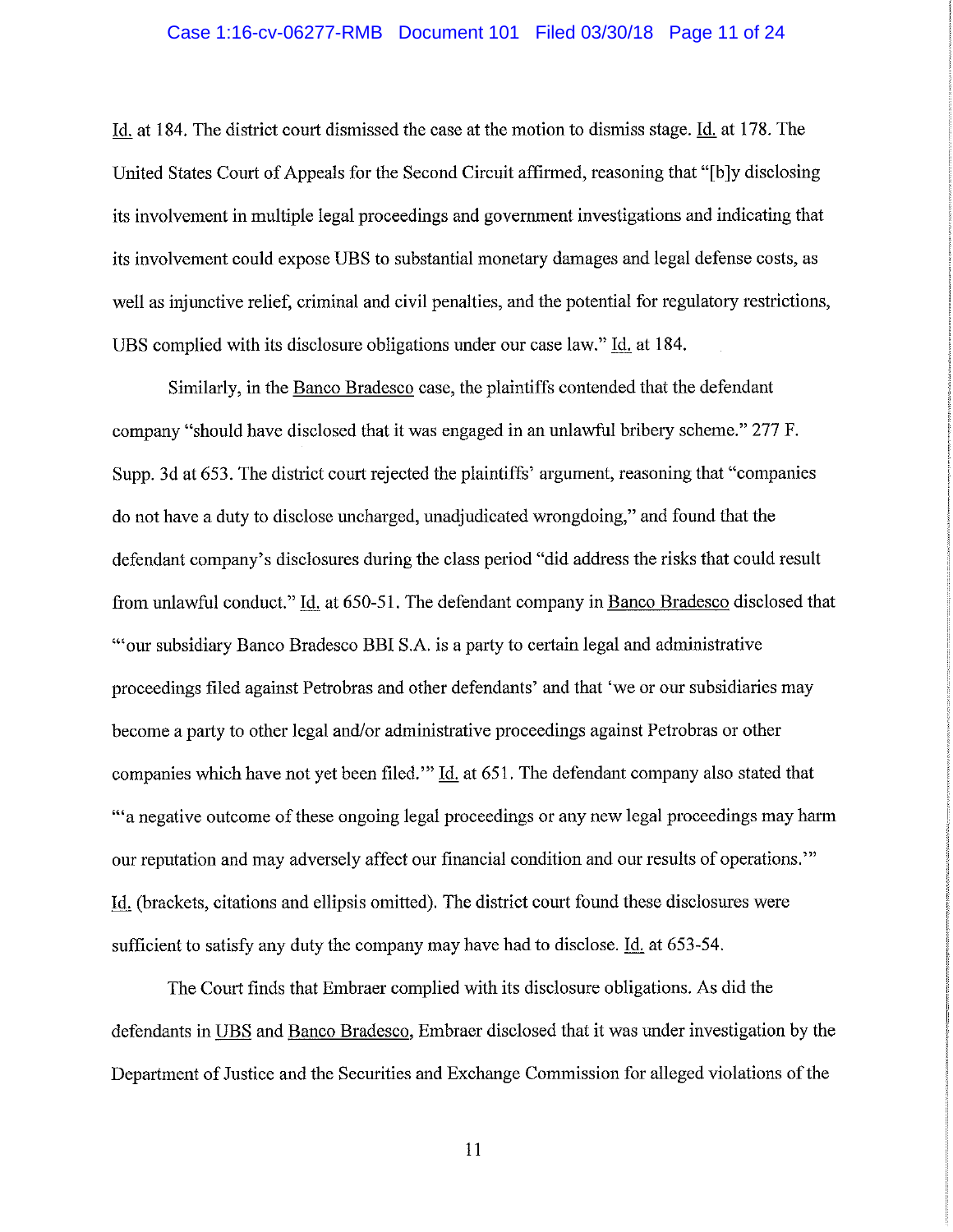Id. at 184. The district court dismissed the case at the motion to dismiss stage. Id. at 178. The United States Court of Appeals for the Second Circuit affirmed, reasoning that "[b]y disclosing its involvement in multiple legal proceedings and government investigations and indicating that its involvement could expose UBS to substantial monetary damages and legal defense costs, as well as injunctive relief, criminal and civil penalties, and the potential for regulatory restrictions, UBS complied with its disclosure obligations under our case law." Id. at 184.

Similarly, in the Banco Bradesco case, the plaintiffs contended that the defendant company "should have disclosed that it was engaged in an unlawful bribery scheme." 277 F. Supp. 3d at 653. The district court rejected the plaintiffs' argument, reasoning that "companies do not have a duty to disclose uncharged, unadjudicated wrongdoing," and found that the defendant company's disclosures during the class period "did address the risks that could result from unlawful conduct." Id. at 650-51. The defendant company in Banco Bradesco disclosed that "'our subsidiary Banco Bradesco BBI S.A. is a party to certain legal and administrative proceedings filed against Petrobras and other defendants' and that 'we or our subsidiaries may become a party to other legal and/or administrative proceedings against Petrobras or other companies which have not yet been filed.'" Id. at 651. The defendant company also stated that "'a negative outcome of these ongoing legal proceedings or any new legal proceedings may harm our reputation and may adversely affect our financial condition and our results of operations.'" Id. (brackets, citations and ellipsis omitted). The district court found these disclosures were sufficient to satisfy any duty the company may have had to disclose. Id. at 653-54.

The Court finds that Embraer complied with its disclosure obligations. As did the defendants in UBS and Banco Bradesco, Embraer disclosed that it was under investigation by the Department of Justice and the Securities and Exchange Commission for alleged violations of the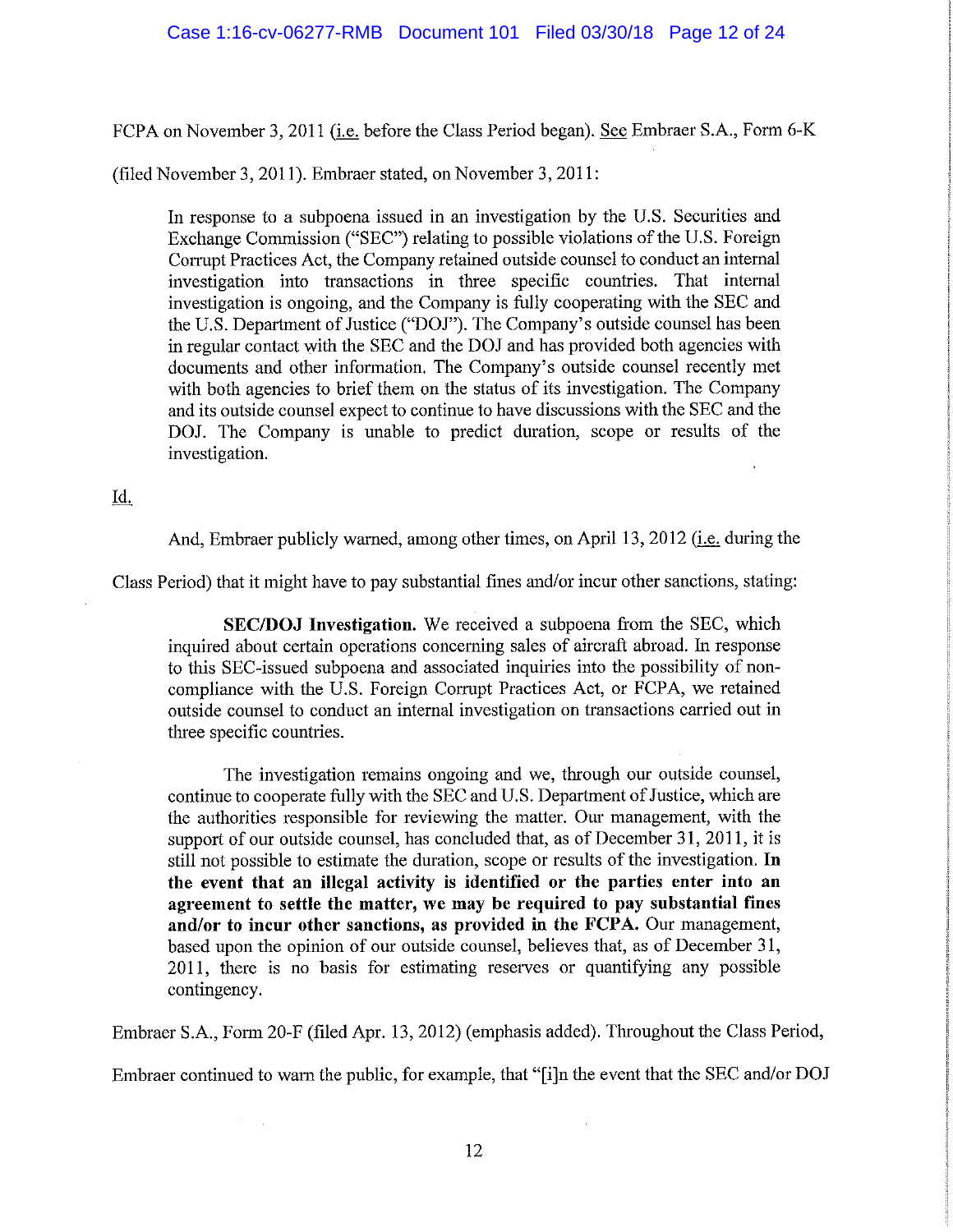FCPA on November 3, 2011 (i.e. before the Class Period began). See Embraer S.A., Form 6-K (filed November 3, 2011). Embraer stated, on November 3, 2011:

> In response to a subpoena issued in an investigation by the U.S. Securities and Exchange Commission ("SEC") relating to possible violations of the U.S. Foreign Corrupt Practices Act, the Company retained outside counsel to conduct an internal investigation into transactions in three specific countries. That internal investigation is ongoing, and the Company is fully cooperating with the SEC and the U.S. Department of Justice ("DOJ"). The Company's outside counsel has been in regular contact with the SEC and the DOJ and has provided both agencies with documents and other information. The Company's outside counsel recently met with both agencies to brief them on the status of its investigation. The Company and its outside counsel expect to continue to have discussions with the SEC and the DOJ. The Company is unable to predict duration, scope or results of the investigation.

Id.

And, Embraer publicly warned, among other times, on April 13, 2012 (i.e. during the Class Period) that it might have to pay substantial fines and/or incur other sanctions, stating:

> **SEC/DOJ Investigation.** We received a subpoena from the SEC, which inquired about certain operations concerning sales of aircraft abroad. In response to this SEC-issued subpoena and associated inquiries into the possibility of non-compliance with the U.S. Foreign Corrupt Practices Act, or FCPA, we retained outside counsel to conduct an internal investigation on transactions carried out in three specific countries.
>
> The investigation remains ongoing and we, through our outside counsel, continue to cooperate fully with the SEC and U.S. Department of Justice, which are the authorities responsible for reviewing the matter. Our management, with the support of our outside counsel, has concluded that, as of December 31, 2011, it is still not possible to estimate the duration, scope or results of the investigation. **In the event that an illegal activity is identified or the parties enter into an agreement to settle the matter, we may be required to pay substantial fines and/or to incur other sanctions, as provided in the FCPA.** Our management, based upon the opinion of our outside counsel, believes that, as of December 31, 2011, there is no basis for estimating reserves or quantifying any possible contingency.

Embraer S.A., Form 20-F (filed Apr. 13, 2012) (emphasis added). Throughout the Class Period, Embraer continued to warn the public, for example, that "[i]n the event that the SEC and/or DOJ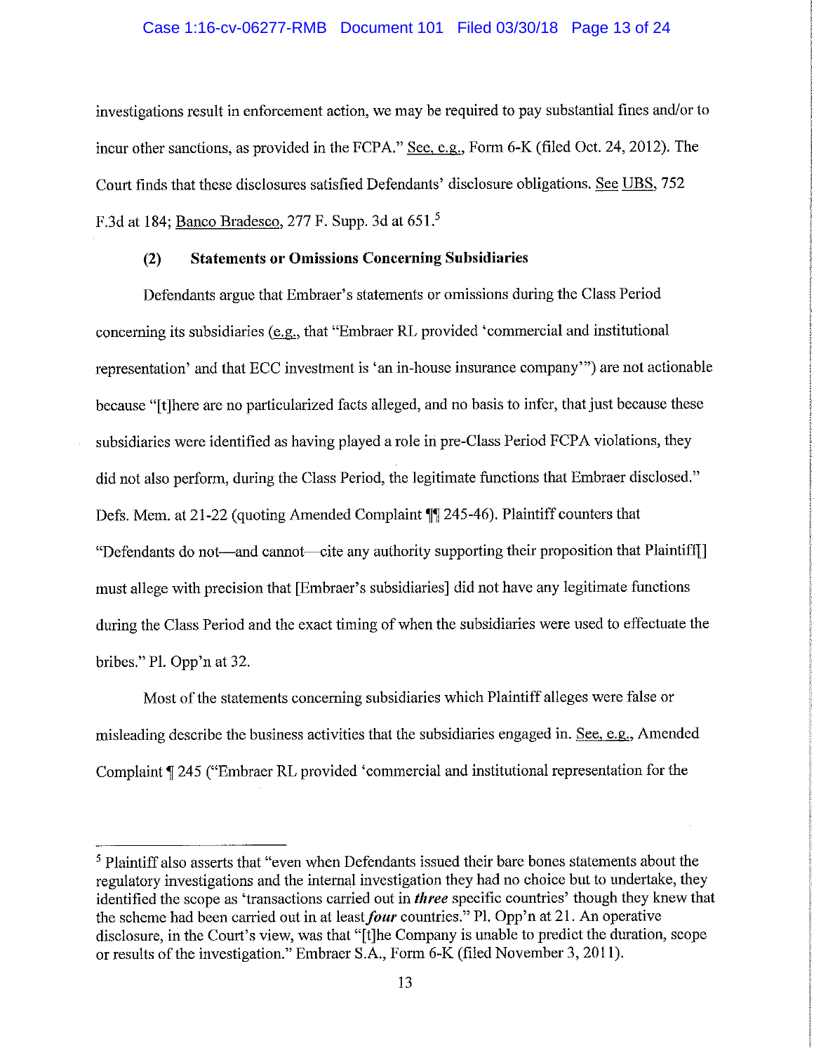investigations result in enforcement action, we may be required to pay substantial fines and/or to incur other sanctions, as provided in the FCPA." See, e.g., Form 6-K (filed Oct. 24, 2012). The Court finds that these disclosures satisfied Defendants' disclosure obligations. See UBS, 752 F.3d at 184; Banco Bradesco, 277 F. Supp. 3d at 651.[5]

**(2) Statements or Omissions Concerning Subsidiaries**

Defendants argue that Embraer's statements or omissions during the Class Period concerning its subsidiaries (e.g., that "Embraer RL provided 'commercial and institutional representation' and that ECC investment is 'an in-house insurance company'") are not actionable because "[t]here are no particularized facts alleged, and no basis to infer, that just because these subsidiaries were identified as having played a role in pre-Class Period FCPA violations, they did not also perform, during the Class Period, the legitimate functions that Embraer disclosed." Defs. Mem. at 21-22 (quoting Amended Complaint ¶¶ 245-46). Plaintiff counters that "Defendants do not—and cannot—cite any authority supporting their proposition that Plaintiff[] must allege with precision that [Embraer's subsidiaries] did not have any legitimate functions during the Class Period and the exact timing of when the subsidiaries were used to effectuate the bribes." Pl. Opp'n at 32.

Most of the statements concerning subsidiaries which Plaintiff alleges were false or misleading describe the business activities that the subsidiaries engaged in. See, e.g., Amended Complaint ¶ 245 ("Embraer RL provided 'commercial and institutional representation for the

---

[5] Plaintiff also asserts that "even when Defendants issued their bare bones statements about the regulatory investigations and the internal investigation they had no choice but to undertake, they identified the scope as 'transactions carried out in ***three*** specific countries' though they knew that the scheme had been carried out in at least ***four*** countries." Pl. Opp'n at 21. An operative disclosure, in the Court's view, was that "[t]he Company is unable to predict the duration, scope or results of the investigation." Embraer S.A., Form 6-K (filed November 3, 2011).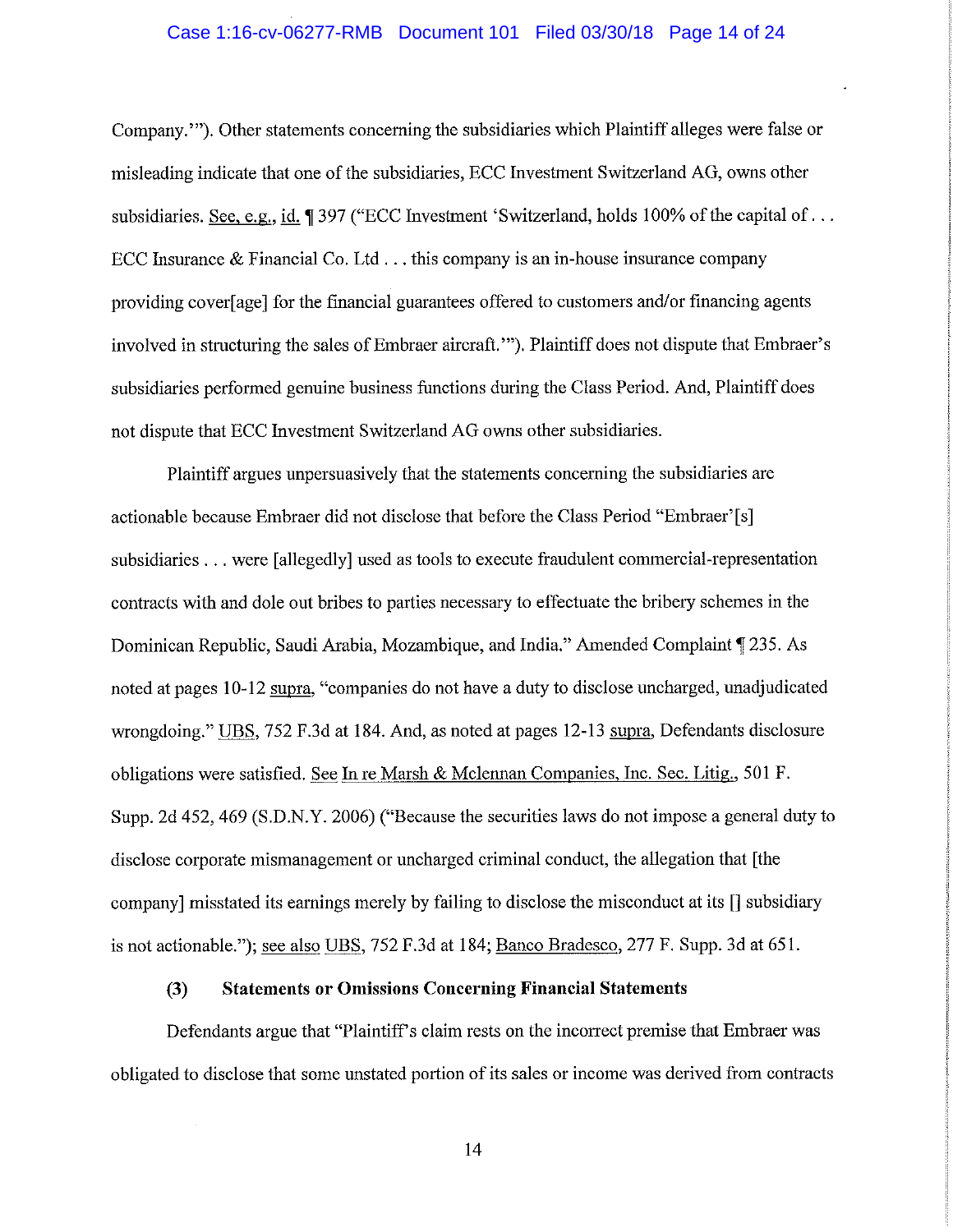Company.'"). Other statements concerning the subsidiaries which Plaintiff alleges were false or misleading indicate that one of the subsidiaries, ECC Investment Switzerland AG, owns other subsidiaries. See, e.g., id. ¶ 397 ("ECC Investment 'Switzerland, holds 100% of the capital of . . . ECC Insurance & Financial Co. Ltd . . . this company is an in-house insurance company providing cover[age] for the financial guarantees offered to customers and/or financing agents involved in structuring the sales of Embraer aircraft.'"). Plaintiff does not dispute that Embraer's subsidiaries performed genuine business functions during the Class Period. And, Plaintiff does not dispute that ECC Investment Switzerland AG owns other subsidiaries.

Plaintiff argues unpersuasively that the statements concerning the subsidiaries are actionable because Embraer did not disclose that before the Class Period "Embraer'[s] subsidiaries . . . were [allegedly] used as tools to execute fraudulent commercial-representation contracts with and dole out bribes to parties necessary to effectuate the bribery schemes in the Dominican Republic, Saudi Arabia, Mozambique, and India." Amended Complaint ¶ 235. As noted at pages 10-12 supra, "companies do not have a duty to disclose uncharged, unadjudicated wrongdoing." UBS, 752 F.3d at 184. And, as noted at pages 12-13 supra, Defendants disclosure obligations were satisfied. See In re Marsh & Mclennan Companies, Inc. Sec. Litig., 501 F. Supp. 2d 452, 469 (S.D.N.Y. 2006) ("Because the securities laws do not impose a general duty to disclose corporate mismanagement or uncharged criminal conduct, the allegation that [the company] misstated its earnings merely by failing to disclose the misconduct at its [] subsidiary is not actionable."); see also UBS, 752 F.3d at 184; Banco Bradesco, 277 F. Supp. 3d at 651.

**(3) Statements or Omissions Concerning Financial Statements**

Defendants argue that "Plaintiff's claim rests on the incorrect premise that Embraer was obligated to disclose that some unstated portion of its sales or income was derived from contracts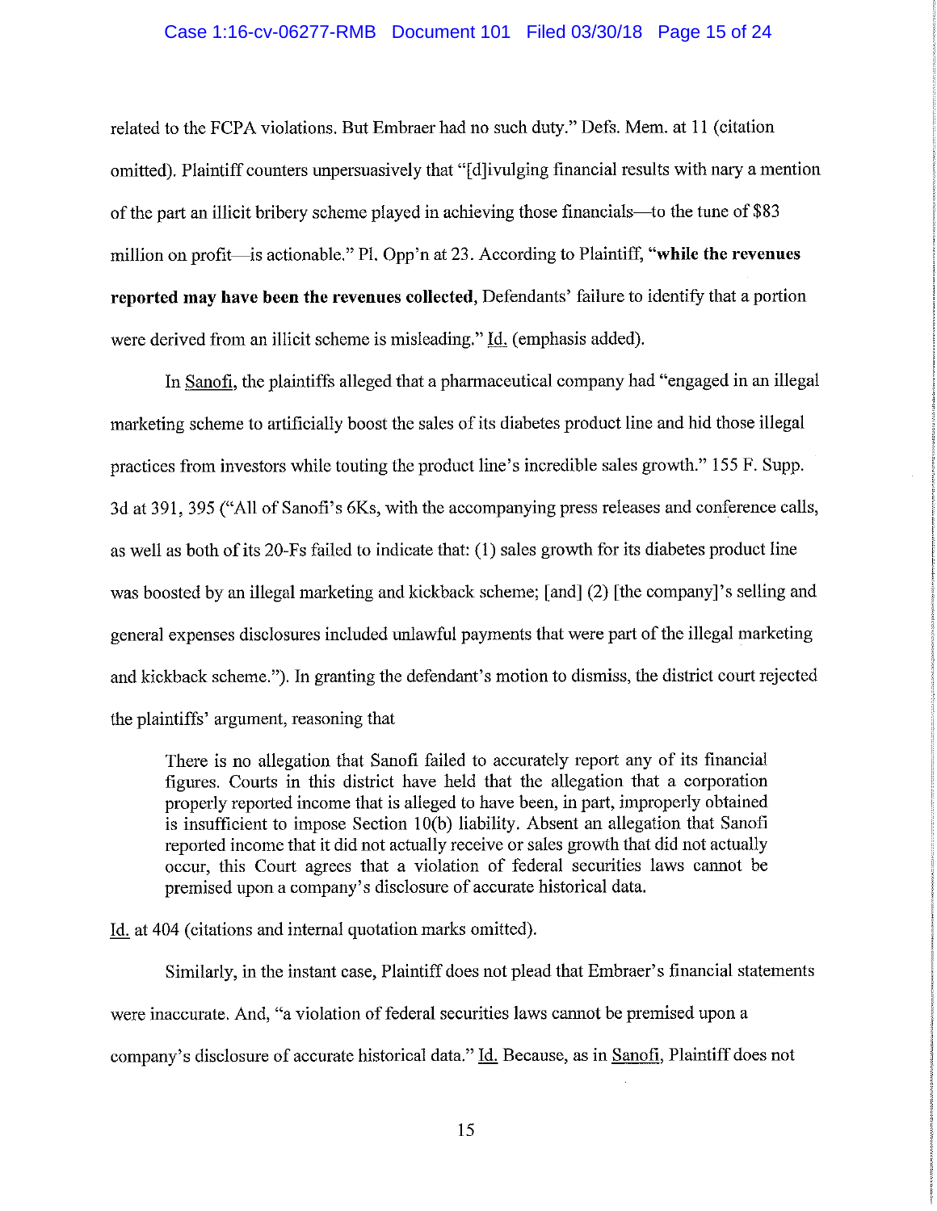related to the FCPA violations. But Embraer had no such duty." Defs. Mem. at 11 (citation omitted). Plaintiff counters unpersuasively that "[d]ivulging financial results with nary a mention of the part an illicit bribery scheme played in achieving those financials—to the tune of $83 million on profit—is actionable." Pl. Opp'n at 23. According to Plaintiff, **"while the revenues reported may have been the revenues collected,** Defendants' failure to identify that a portion were derived from an illicit scheme is misleading." Id. (emphasis added).

In Sanofi, the plaintiffs alleged that a pharmaceutical company had "engaged in an illegal marketing scheme to artificially boost the sales of its diabetes product line and hid those illegal practices from investors while touting the product line's incredible sales growth." 155 F. Supp. 3d at 391, 395 ("All of Sanofi's 6Ks, with the accompanying press releases and conference calls, as well as both of its 20-Fs failed to indicate that: (1) sales growth for its diabetes product line was boosted by an illegal marketing and kickback scheme; [and] (2) [the company]'s selling and general expenses disclosures included unlawful payments that were part of the illegal marketing and kickback scheme."). In granting the defendant's motion to dismiss, the district court rejected the plaintiffs' argument, reasoning that

> There is no allegation that Sanofi failed to accurately report any of its financial figures. Courts in this district have held that the allegation that a corporation properly reported income that is alleged to have been, in part, improperly obtained is insufficient to impose Section 10(b) liability. Absent an allegation that Sanofi reported income that it did not actually receive or sales growth that did not actually occur, this Court agrees that a violation of federal securities laws cannot be premised upon a company's disclosure of accurate historical data.

Id. at 404 (citations and internal quotation marks omitted).

Similarly, in the instant case, Plaintiff does not plead that Embraer's financial statements were inaccurate. And, "a violation of federal securities laws cannot be premised upon a company's disclosure of accurate historical data." Id. Because, as in Sanofi, Plaintiff does not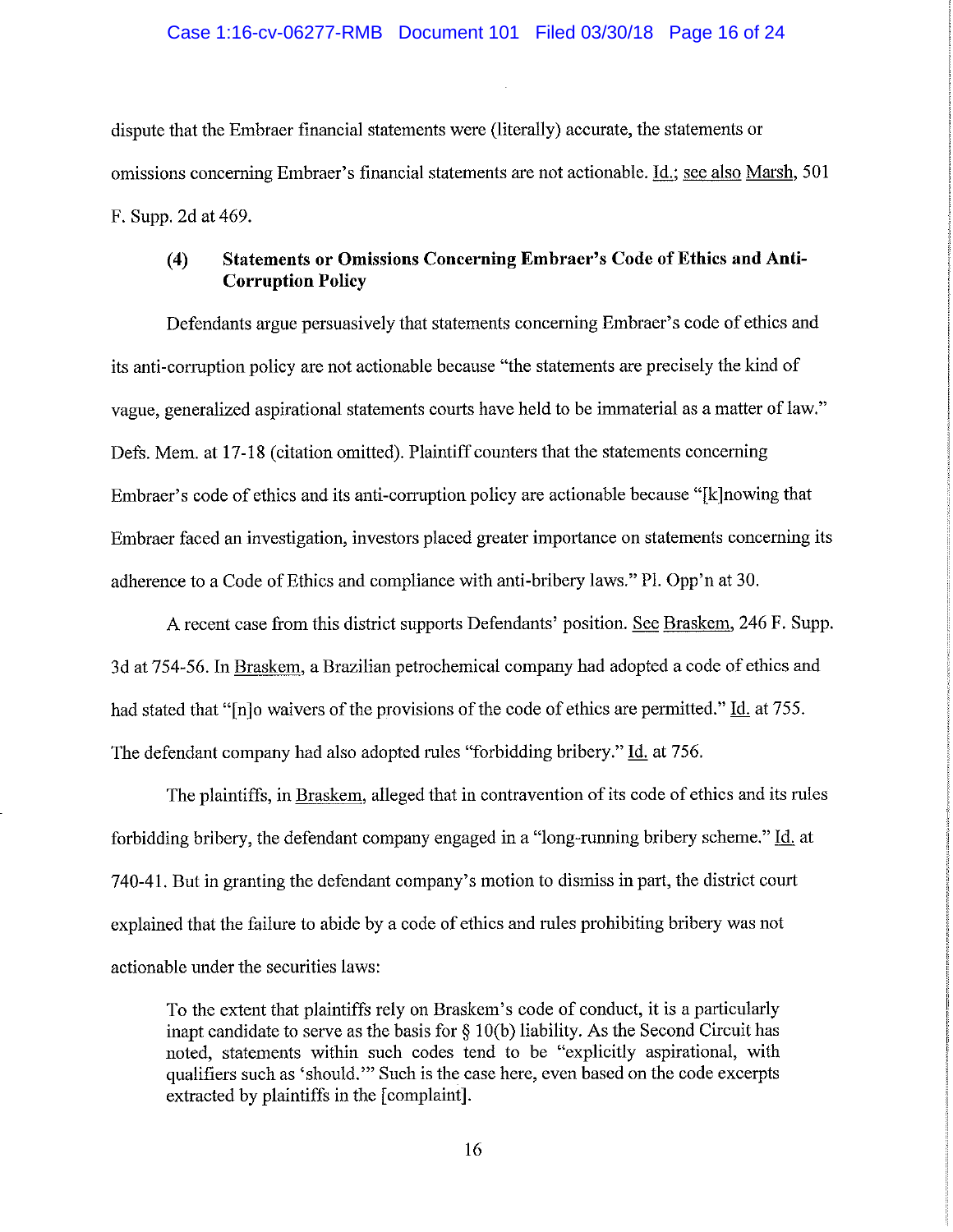dispute that the Embraer financial statements were (literally) accurate, the statements or omissions concerning Embraer's financial statements are not actionable. Id.; see also Marsh, 501 F. Supp. 2d at 469.

#### (4) Statements or Omissions Concerning Embraer's Code of Ethics and Anti-Corruption Policy

Defendants argue persuasively that statements concerning Embraer's code of ethics and its anti-corruption policy are not actionable because "the statements are precisely the kind of vague, generalized aspirational statements courts have held to be immaterial as a matter of law." Defs. Mem. at 17-18 (citation omitted). Plaintiff counters that the statements concerning Embraer's code of ethics and its anti-corruption policy are actionable because "[k]nowing that Embraer faced an investigation, investors placed greater importance on statements concerning its adherence to a Code of Ethics and compliance with anti-bribery laws." Pl. Opp'n at 30.

A recent case from this district supports Defendants' position. See Braskem, 246 F. Supp. 3d at 754-56. In Braskem, a Brazilian petrochemical company had adopted a code of ethics and had stated that "[n]o waivers of the provisions of the code of ethics are permitted." Id. at 755. The defendant company had also adopted rules "forbidding bribery." Id. at 756.

The plaintiffs, in Braskem, alleged that in contravention of its code of ethics and its rules forbidding bribery, the defendant company engaged in a "long-running bribery scheme." Id. at 740-41. But in granting the defendant company's motion to dismiss in part, the district court explained that the failure to abide by a code of ethics and rules prohibiting bribery was not actionable under the securities laws:

> To the extent that plaintiffs rely on Braskem's code of conduct, it is a particularly inapt candidate to serve as the basis for § 10(b) liability. As the Second Circuit has noted, statements within such codes tend to be "explicitly aspirational, with qualifiers such as 'should.'" Such is the case here, even based on the code excerpts extracted by plaintiffs in the [complaint].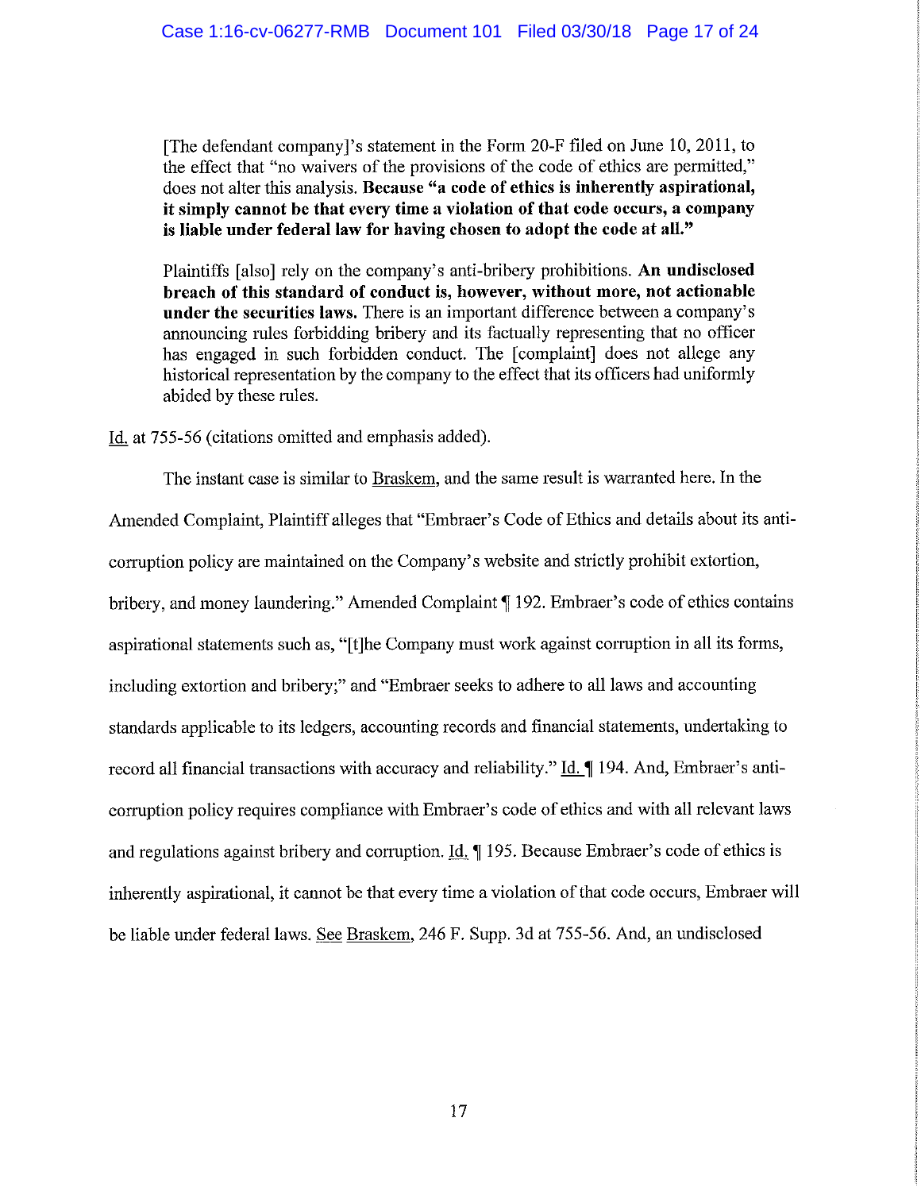> [The defendant company]'s statement in the Form 20-F filed on June 10, 2011, to the effect that "no waivers of the provisions of the code of ethics are permitted," does not alter this analysis. **Because "a code of ethics is inherently aspirational, it simply cannot be that every time a violation of that code occurs, a company is liable under federal law for having chosen to adopt the code at all."**
>
> Plaintiffs [also] rely on the company's anti-bribery prohibitions. **An undisclosed breach of this standard of conduct is, however, without more, not actionable under the securities laws.** There is an important difference between a company's announcing rules forbidding bribery and its factually representing that no officer has engaged in such forbidden conduct. The [complaint] does not allege any historical representation by the company to the effect that its officers had uniformly abided by these rules.

Id. at 755-56 (citations omitted and emphasis added).

The instant case is similar to Braskem, and the same result is warranted here. In the Amended Complaint, Plaintiff alleges that "Embraer's Code of Ethics and details about its anti-corruption policy are maintained on the Company's website and strictly prohibit extortion, bribery, and money laundering." Amended Complaint ¶ 192. Embraer's code of ethics contains aspirational statements such as, "[t]he Company must work against corruption in all its forms, including extortion and bribery;" and "Embraer seeks to adhere to all laws and accounting standards applicable to its ledgers, accounting records and financial statements, undertaking to record all financial transactions with accuracy and reliability." Id. ¶ 194. And, Embraer's anti-corruption policy requires compliance with Embraer's code of ethics and with all relevant laws and regulations against bribery and corruption. Id. ¶ 195. Because Embraer's code of ethics is inherently aspirational, it cannot be that every time a violation of that code occurs, Embraer will be liable under federal laws. See Braskem, 246 F. Supp. 3d at 755-56. And, an undisclosed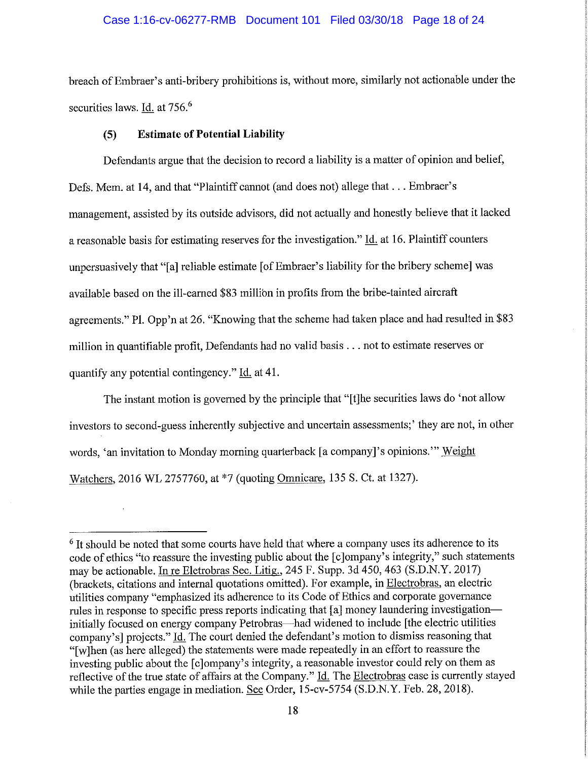breach of Embraer's anti-bribery prohibitions is, without more, similarly not actionable under the securities laws. Id. at 756.[6]

**(5) Estimate of Potential Liability**

Defendants argue that the decision to record a liability is a matter of opinion and belief, Defs. Mem. at 14, and that "Plaintiff cannot (and does not) allege that . . . Embraer's management, assisted by its outside advisors, did not actually and honestly believe that it lacked a reasonable basis for estimating reserves for the investigation." Id. at 16. Plaintiff counters unpersuasively that "[a] reliable estimate [of Embraer's liability for the bribery scheme] was available based on the ill-earned $83 million in profits from the bribe-tainted aircraft agreements." Pl. Opp'n at 26. "Knowing that the scheme had taken place and had resulted in $83 million in quantifiable profit, Defendants had no valid basis . . . not to estimate reserves or quantify any potential contingency." Id. at 41.

The instant motion is governed by the principle that "[t]he securities laws do 'not allow investors to second-guess inherently subjective and uncertain assessments;' they are not, in other words, 'an invitation to Monday morning quarterback [a company]'s opinions.'" Weight Watchers, 2016 WL 2757760, at *7 (quoting Omnicare, 135 S. Ct. at 1327).

---

[6] It should be noted that some courts have held that where a company uses its adherence to its code of ethics "to reassure the investing public about the [c]ompany's integrity," such statements may be actionable. In re Eletrobras Sec. Litig., 245 F. Supp. 3d 450, 463 (S.D.N.Y. 2017) (brackets, citations and internal quotations omitted). For example, in Electrobras, an electric utilities company "emphasized its adherence to its Code of Ethics and corporate governance rules in response to specific press reports indicating that [a] money laundering investigation—initially focused on energy company Petrobras—had widened to include [the electric utilities company's] projects." Id. The court denied the defendant's motion to dismiss reasoning that "[w]hen (as here alleged) the statements were made repeatedly in an effort to reassure the investing public about the [c]ompany's integrity, a reasonable investor could rely on them as reflective of the true state of affairs at the Company." Id. The Electrobras case is currently stayed while the parties engage in mediation. See Order, 15-cv-5754 (S.D.N.Y. Feb. 28, 2018).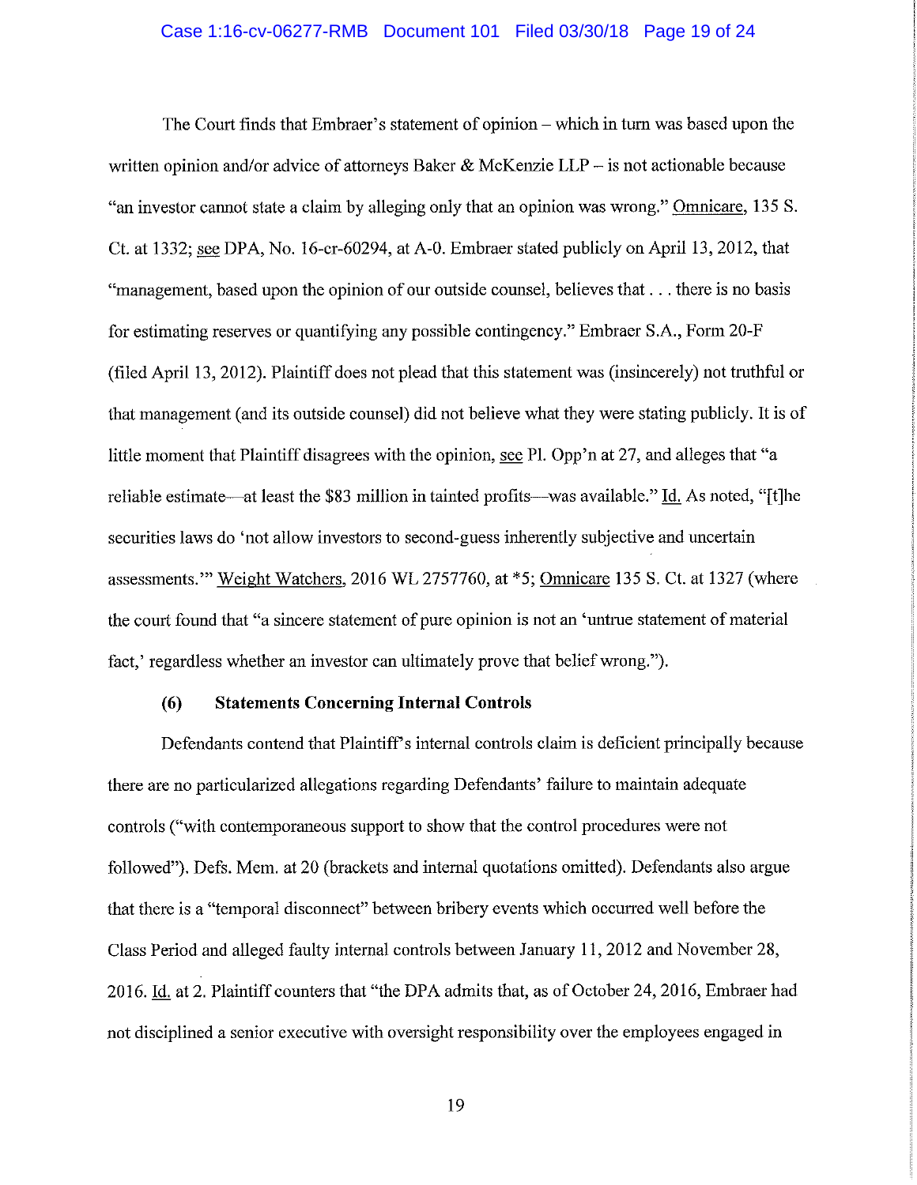The Court finds that Embraer's statement of opinion – which in turn was based upon the written opinion and/or advice of attorneys Baker & McKenzie LLP – is not actionable because "an investor cannot state a claim by alleging only that an opinion was wrong." Omnicare, 135 S. Ct. at 1332; see DPA, No. 16-cr-60294, at A-0. Embraer stated publicly on April 13, 2012, that "management, based upon the opinion of our outside counsel, believes that . . . there is no basis for estimating reserves or quantifying any possible contingency." Embraer S.A., Form 20-F (filed April 13, 2012). Plaintiff does not plead that this statement was (insincerely) not truthful or that management (and its outside counsel) did not believe what they were stating publicly. It is of little moment that Plaintiff disagrees with the opinion, see Pl. Opp'n at 27, and alleges that "a reliable estimate—at least the $83 million in tainted profits—was available." Id. As noted, "[t]he securities laws do 'not allow investors to second-guess inherently subjective and uncertain assessments.'" Weight Watchers, 2016 WL 2757760, at *5; Omnicare 135 S. Ct. at 1327 (where the court found that "a sincere statement of pure opinion is not an 'untrue statement of material fact,' regardless whether an investor can ultimately prove that belief wrong.").

### (6) Statements Concerning Internal Controls

Defendants contend that Plaintiff's internal controls claim is deficient principally because there are no particularized allegations regarding Defendants' failure to maintain adequate controls ("with contemporaneous support to show that the control procedures were not followed"). Defs. Mem. at 20 (brackets and internal quotations omitted). Defendants also argue that there is a "temporal disconnect" between bribery events which occurred well before the Class Period and alleged faulty internal controls between January 11, 2012 and November 28, 2016. Id. at 2. Plaintiff counters that "the DPA admits that, as of October 24, 2016, Embraer had not disciplined a senior executive with oversight responsibility over the employees engaged in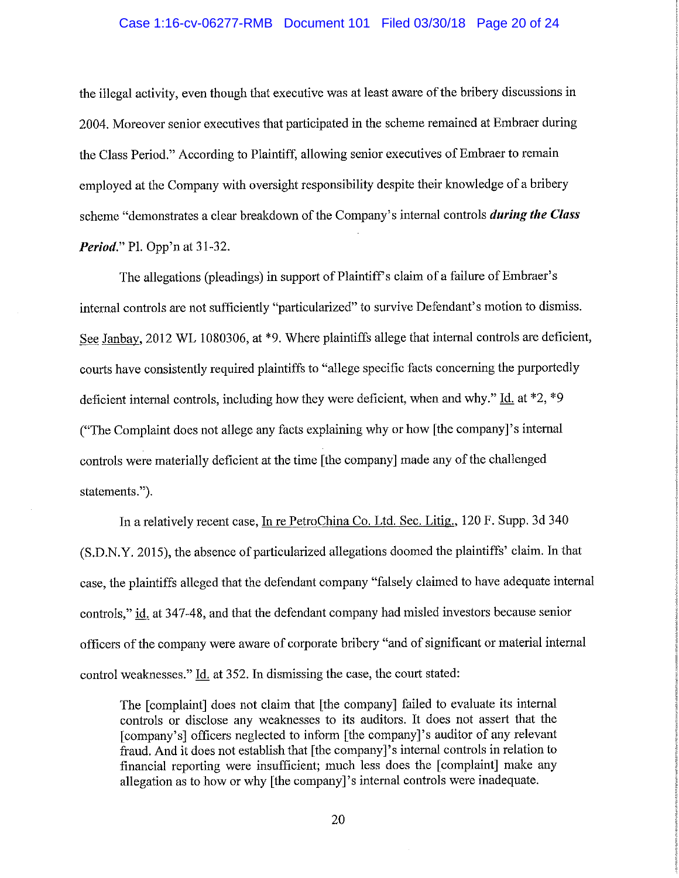the illegal activity, even though that executive was at least aware of the bribery discussions in 2004. Moreover senior executives that participated in the scheme remained at Embraer during the Class Period." According to Plaintiff, allowing senior executives of Embraer to remain employed at the Company with oversight responsibility despite their knowledge of a bribery scheme "demonstrates a clear breakdown of the Company's internal controls ***during the Class Period***." Pl. Opp'n at 31-32.

The allegations (pleadings) in support of Plaintiff's claim of a failure of Embraer's internal controls are not sufficiently "particularized" to survive Defendant's motion to dismiss. See Janbay, 2012 WL 1080306, at *9. Where plaintiffs allege that internal controls are deficient, courts have consistently required plaintiffs to "allege specific facts concerning the purportedly deficient internal controls, including how they were deficient, when and why." Id. at *2, *9 ("The Complaint does not allege any facts explaining why or how [the company]'s internal controls were materially deficient at the time [the company] made any of the challenged statements.").

In a relatively recent case, In re PetroChina Co. Ltd. Sec. Litig., 120 F. Supp. 3d 340 (S.D.N.Y. 2015), the absence of particularized allegations doomed the plaintiffs' claim. In that case, the plaintiffs alleged that the defendant company "falsely claimed to have adequate internal controls," id. at 347-48, and that the defendant company had misled investors because senior officers of the company were aware of corporate bribery "and of significant or material internal control weaknesses." Id. at 352. In dismissing the case, the court stated:

> The [complaint] does not claim that [the company] failed to evaluate its internal controls or disclose any weaknesses to its auditors. It does not assert that the [company's] officers neglected to inform [the company]'s auditor of any relevant fraud. And it does not establish that [the company]'s internal controls in relation to financial reporting were insufficient; much less does the [complaint] make any allegation as to how or why [the company]'s internal controls were inadequate.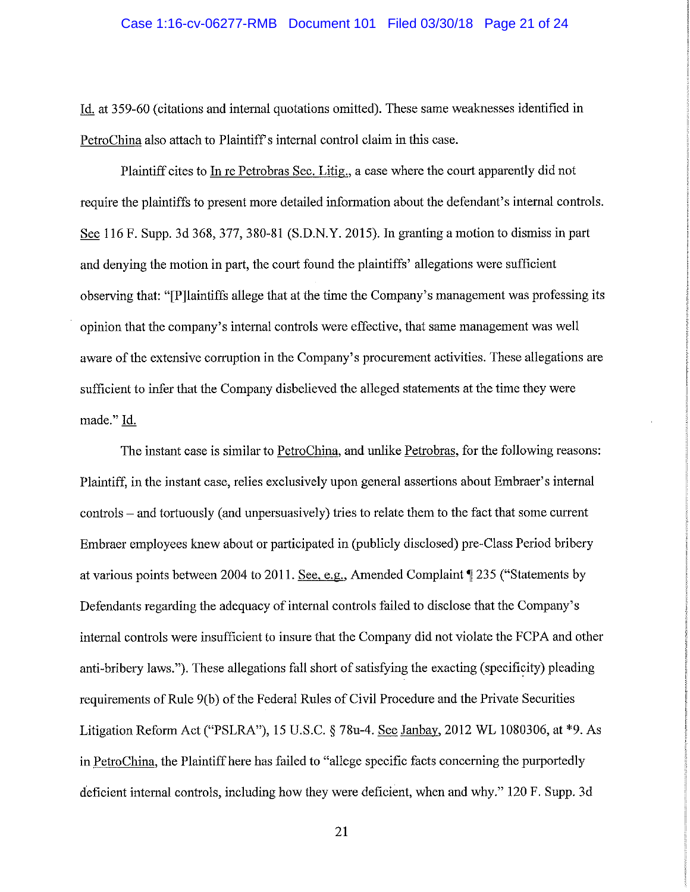Id. at 359-60 (citations and internal quotations omitted). These same weaknesses identified in PetroChina also attach to Plaintiff's internal control claim in this case.

Plaintiff cites to In re Petrobras Sec. Litig., a case where the court apparently did not require the plaintiffs to present more detailed information about the defendant's internal controls. See 116 F. Supp. 3d 368, 377, 380-81 (S.D.N.Y. 2015). In granting a motion to dismiss in part and denying the motion in part, the court found the plaintiffs' allegations were sufficient observing that: "[P]laintiffs allege that at the time the Company's management was professing its opinion that the company's internal controls were effective, that same management was well aware of the extensive corruption in the Company's procurement activities. These allegations are sufficient to infer that the Company disbelieved the alleged statements at the time they were made." Id.

The instant case is similar to PetroChina, and unlike Petrobras, for the following reasons: Plaintiff, in the instant case, relies exclusively upon general assertions about Embraer's internal controls – and tortuously (and unpersuasively) tries to relate them to the fact that some current Embraer employees knew about or participated in (publicly disclosed) pre-Class Period bribery at various points between 2004 to 2011. See, e.g., Amended Complaint ¶ 235 ("Statements by Defendants regarding the adequacy of internal controls failed to disclose that the Company's internal controls were insufficient to insure that the Company did not violate the FCPA and other anti-bribery laws."). These allegations fall short of satisfying the exacting (specificity) pleading requirements of Rule 9(b) of the Federal Rules of Civil Procedure and the Private Securities Litigation Reform Act ("PSLRA"), 15 U.S.C. § 78u-4. See Janbay, 2012 WL 1080306, at *9. As in PetroChina, the Plaintiff here has failed to "allege specific facts concerning the purportedly deficient internal controls, including how they were deficient, when and why." 120 F. Supp. 3d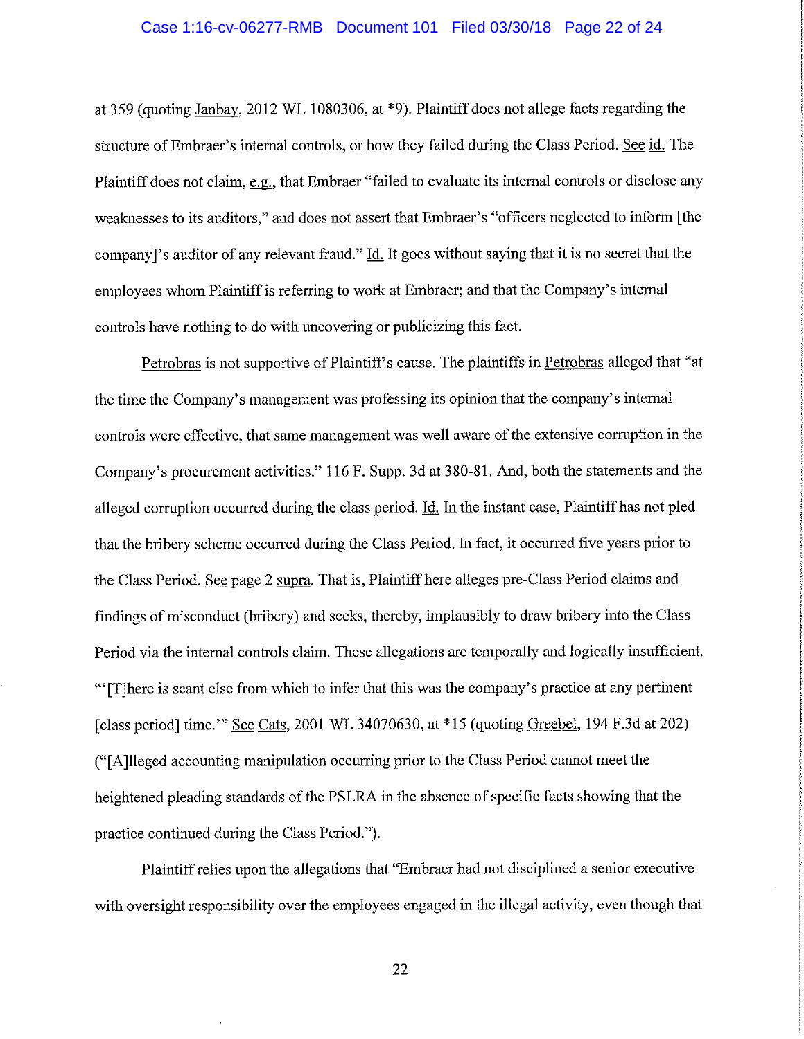at 359 (quoting Janbay, 2012 WL 1080306, at *9). Plaintiff does not allege facts regarding the structure of Embraer's internal controls, or how they failed during the Class Period. See id. The Plaintiff does not claim, e.g., that Embraer "failed to evaluate its internal controls or disclose any weaknesses to its auditors," and does not assert that Embraer's "officers neglected to inform [the company]'s auditor of any relevant fraud." Id. It goes without saying that it is no secret that the employees whom Plaintiff is referring to work at Embraer; and that the Company's internal controls have nothing to do with uncovering or publicizing this fact.

Petrobras is not supportive of Plaintiff's cause. The plaintiffs in Petrobras alleged that "at the time the Company's management was professing its opinion that the company's internal controls were effective, that same management was well aware of the extensive corruption in the Company's procurement activities." 116 F. Supp. 3d at 380-81. And, both the statements and the alleged corruption occurred during the class period. Id. In the instant case, Plaintiff has not pled that the bribery scheme occurred during the Class Period. In fact, it occurred five years prior to the Class Period. See page 2 supra. That is, Plaintiff here alleges pre-Class Period claims and findings of misconduct (bribery) and seeks, thereby, implausibly to draw bribery into the Class Period via the internal controls claim. These allegations are temporally and logically insufficient. "'[T]here is scant else from which to infer that this was the company's practice at any pertinent [class period] time.'" See Cats, 2001 WL 34070630, at *15 (quoting Greebel, 194 F.3d at 202) ("[A]lleged accounting manipulation occurring prior to the Class Period cannot meet the heightened pleading standards of the PSLRA in the absence of specific facts showing that the practice continued during the Class Period.").

Plaintiff relies upon the allegations that "Embraer had not disciplined a senior executive with oversight responsibility over the employees engaged in the illegal activity, even though that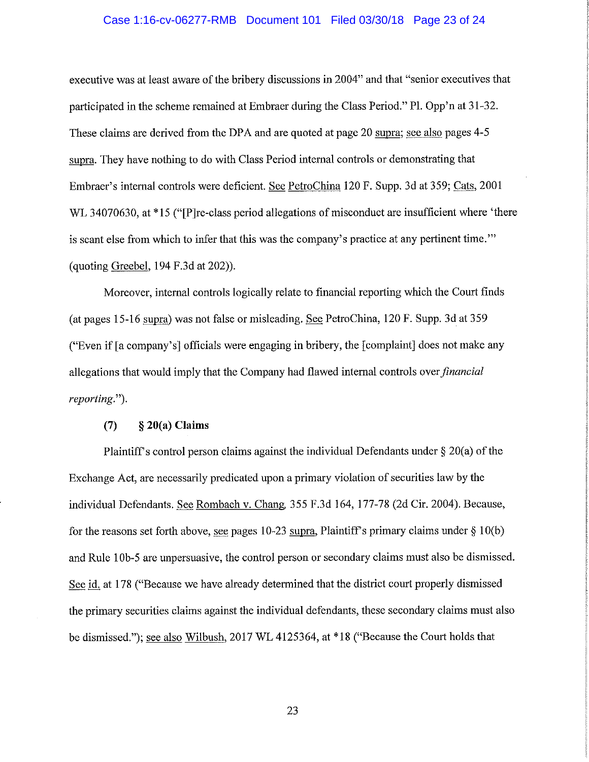executive was at least aware of the bribery discussions in 2004" and that "senior executives that participated in the scheme remained at Embraer during the Class Period." Pl. Opp'n at 31-32. These claims are derived from the DPA and are quoted at page 20 supra; see also pages 4-5 supra. They have nothing to do with Class Period internal controls or demonstrating that Embraer's internal controls were deficient. See PetroChina 120 F. Supp. 3d at 359; Cats, 2001 WL 34070630, at *15 ("[P]re-class period allegations of misconduct are insufficient where 'there is scant else from which to infer that this was the company's practice at any pertinent time.'" (quoting Greebel, 194 F.3d at 202)).

Moreover, internal controls logically relate to financial reporting which the Court finds (at pages 15-16 supra) was not false or misleading. See PetroChina, 120 F. Supp. 3d at 359 ("Even if [a company's] officials were engaging in bribery, the [complaint] does not make any allegations that would imply that the Company had flawed internal controls over *financial reporting*.").

**(7) § 20(a) Claims**

Plaintiff's control person claims against the individual Defendants under § 20(a) of the Exchange Act, are necessarily predicated upon a primary violation of securities law by the individual Defendants. See Rombach v. Chang, 355 F.3d 164, 177-78 (2d Cir. 2004). Because, for the reasons set forth above, see pages 10-23 supra, Plaintiff's primary claims under § 10(b) and Rule 10b-5 are unpersuasive, the control person or secondary claims must also be dismissed. See id. at 178 ("Because we have already determined that the district court properly dismissed the primary securities claims against the individual defendants, these secondary claims must also be dismissed."); see also Wilbush, 2017 WL 4125364, at *18 ("Because the Court holds that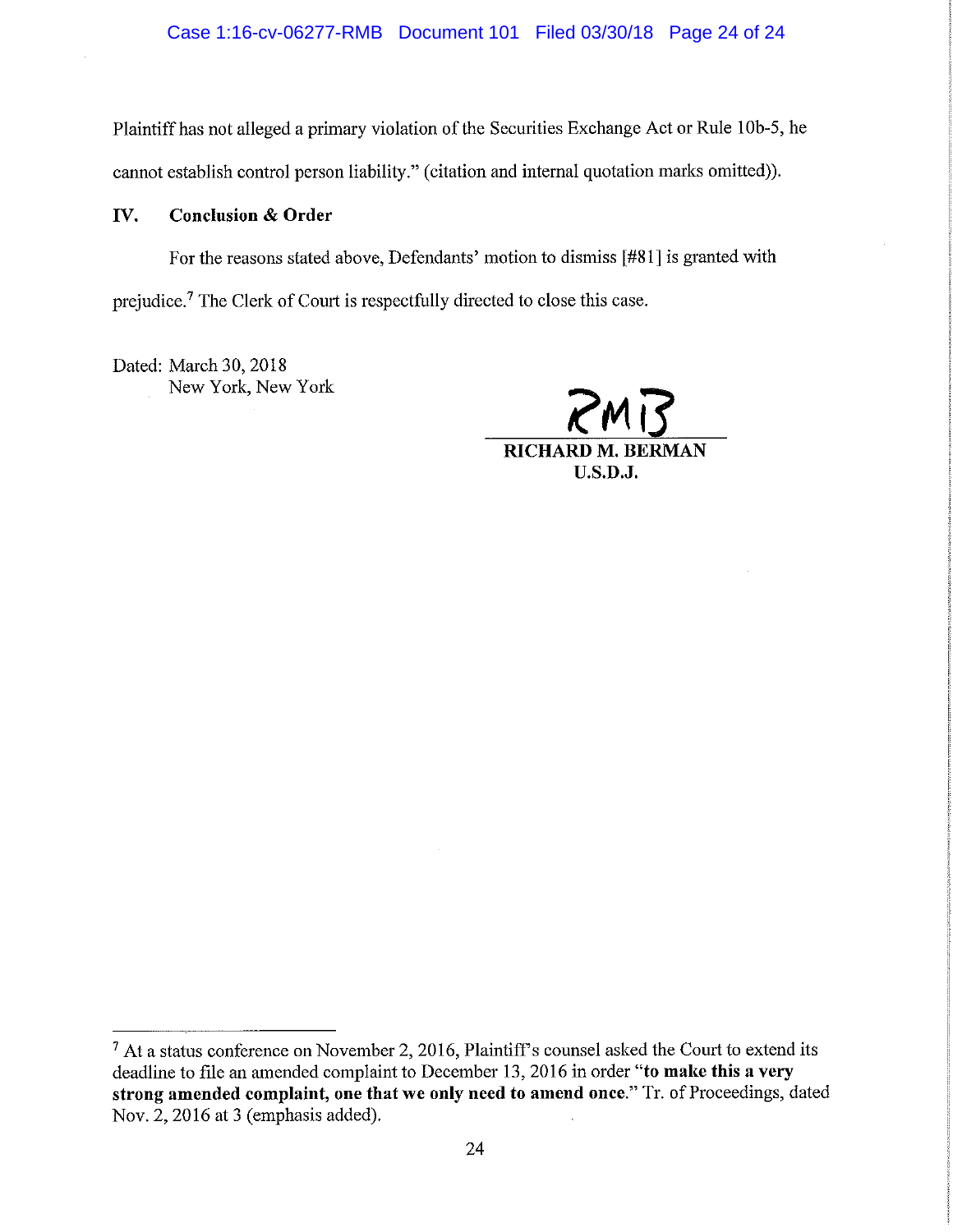Plaintiff has not alleged a primary violation of the Securities Exchange Act or Rule 10b-5, he cannot establish control person liability." (citation and internal quotation marks omitted)).

## IV. Conclusion & Order

For the reasons stated above, Defendants' motion to dismiss [#81] is granted with prejudice.[7] The Clerk of Court is respectfully directed to close this case.

Dated: March 30, 2018
New York, New York

RMB

**RICHARD M. BERMAN**
**U.S.D.J.**

---

[7] At a status conference on November 2, 2016, Plaintiff's counsel asked the Court to extend its deadline to file an amended complaint to December 13, 2016 in order "**to make this a very strong amended complaint, one that we only need to amend once**." Tr. of Proceedings, dated Nov. 2, 2016 at 3 (emphasis added).